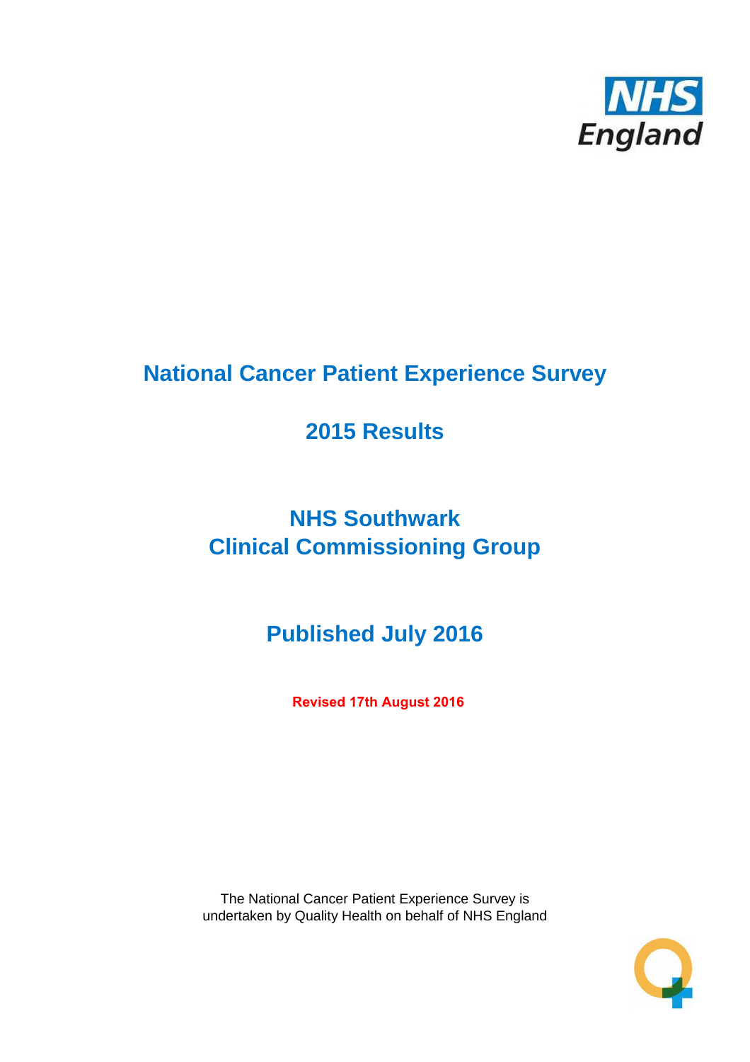# National Cancer Patient Experience Survey

## 2015 Results

## NHS Southwark
## Clinical Commissioning Group

## Published July 2016

**Revised 17th August 2016**

The National Cancer Patient Experience Survey is undertaken by Quality Health on behalf of NHS England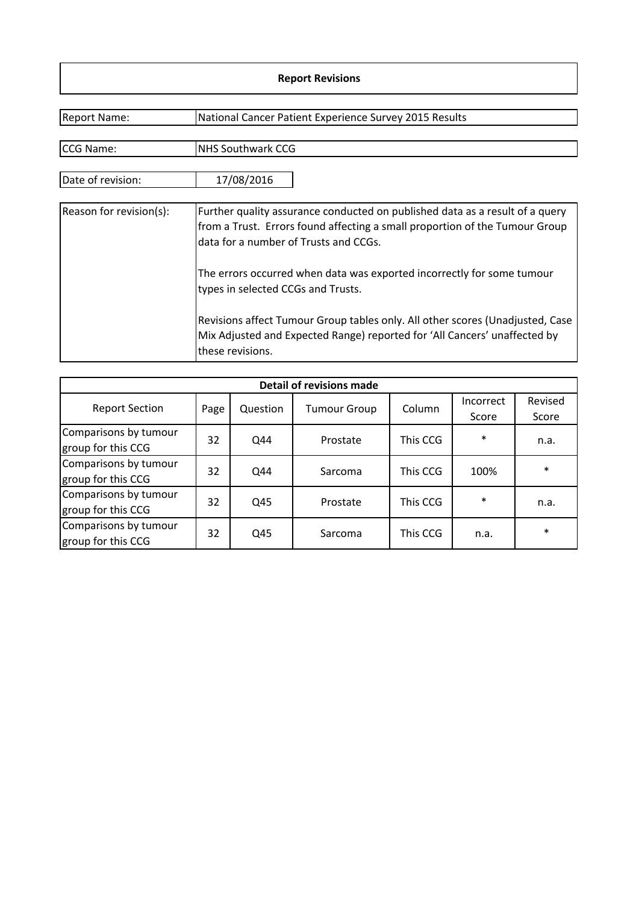## Report Revisions

| | |
|---|---|
| Report Name: | National Cancer Patient Experience Survey 2015 Results |
| CCG Name: | NHS Southwark CCG |
| Date of revision: | 17/08/2016 |
| Reason for revision(s): | Further quality assurance conducted on published data as a result of a query from a Trust. Errors found affecting a small proportion of the Tumour Group data for a number of Trusts and CCGs.<br><br>The errors occurred when data was exported incorrectly for some tumour types in selected CCGs and Trusts.<br><br>Revisions affect Tumour Group tables only. All other scores (Unadjusted, Case Mix Adjusted and Expected Range) reported for 'All Cancers' unaffected by these revisions. |

### Detail of revisions made

| Report Section | Page | Question | Tumour Group | Column | Incorrect Score | Revised Score |
|---|---|---|---|---|---|---|
| Comparisons by tumour group for this CCG | 32 | Q44 | Prostate | This CCG | * | n.a. |
| Comparisons by tumour group for this CCG | 32 | Q44 | Sarcoma | This CCG | 100% | * |
| Comparisons by tumour group for this CCG | 32 | Q45 | Prostate | This CCG | * | n.a. |
| Comparisons by tumour group for this CCG | 32 | Q45 | Sarcoma | This CCG | n.a. | * |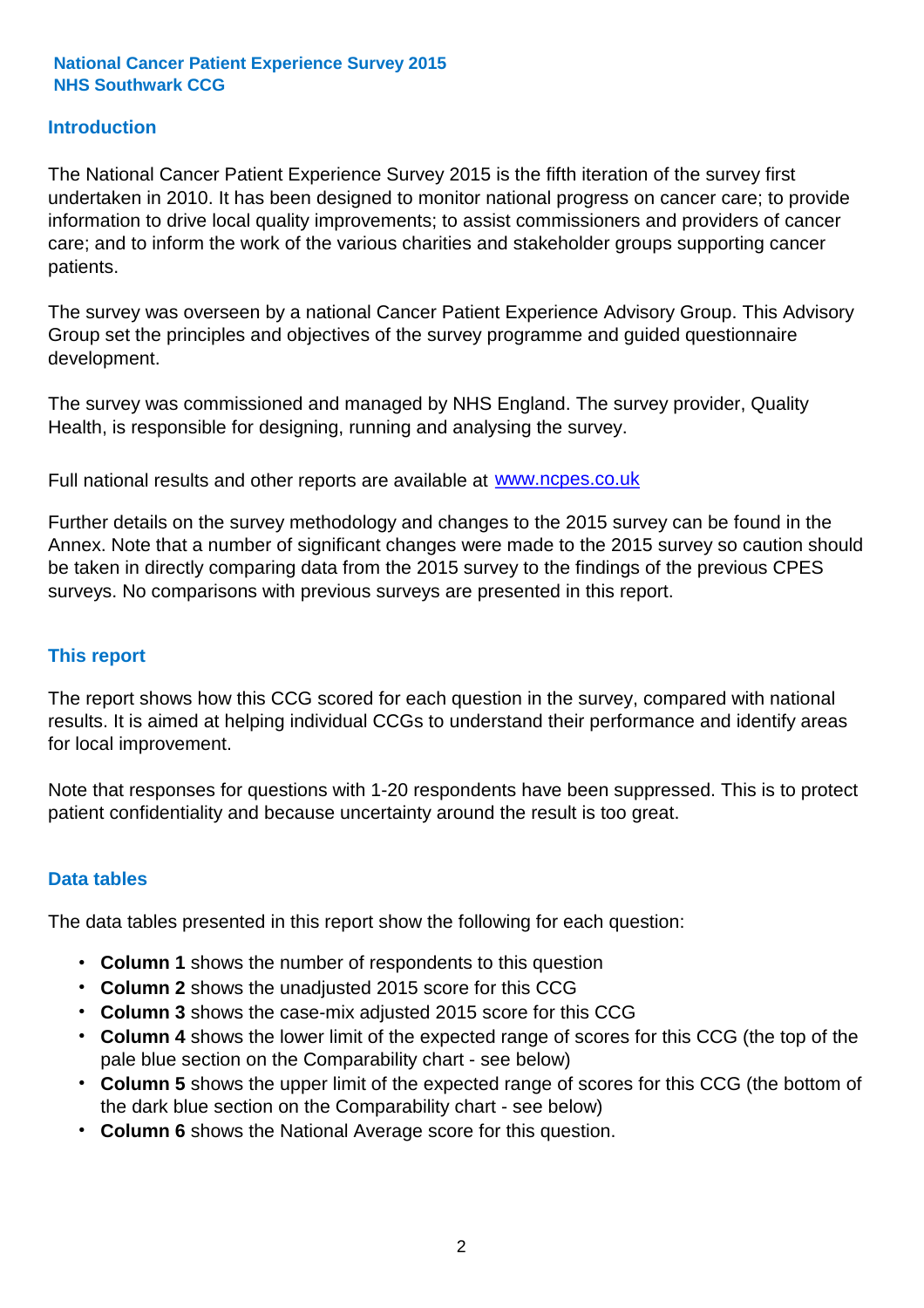**National Cancer Patient Experience Survey 2015**
**NHS Southwark CCG**

## Introduction

The National Cancer Patient Experience Survey 2015 is the fifth iteration of the survey first undertaken in 2010. It has been designed to monitor national progress on cancer care; to provide information to drive local quality improvements; to assist commissioners and providers of cancer care; and to inform the work of the various charities and stakeholder groups supporting cancer patients.

The survey was overseen by a national Cancer Patient Experience Advisory Group. This Advisory Group set the principles and objectives of the survey programme and guided questionnaire development.

The survey was commissioned and managed by NHS England. The survey provider, Quality Health, is responsible for designing, running and analysing the survey.

Full national results and other reports are available at www.ncpes.co.uk

Further details on the survey methodology and changes to the 2015 survey can be found in the Annex. Note that a number of significant changes were made to the 2015 survey so caution should be taken in directly comparing data from the 2015 survey to the findings of the previous CPES surveys. No comparisons with previous surveys are presented in this report.

## This report

The report shows how this CCG scored for each question in the survey, compared with national results. It is aimed at helping individual CCGs to understand their performance and identify areas for local improvement.

Note that responses for questions with 1-20 respondents have been suppressed. This is to protect patient confidentiality and because uncertainty around the result is too great.

## Data tables

The data tables presented in this report show the following for each question:

- **Column 1** shows the number of respondents to this question
- **Column 2** shows the unadjusted 2015 score for this CCG
- **Column 3** shows the case-mix adjusted 2015 score for this CCG
- **Column 4** shows the lower limit of the expected range of scores for this CCG (the top of the pale blue section on the Comparability chart - see below)
- **Column 5** shows the upper limit of the expected range of scores for this CCG (the bottom of the dark blue section on the Comparability chart - see below)
- **Column 6** shows the National Average score for this question.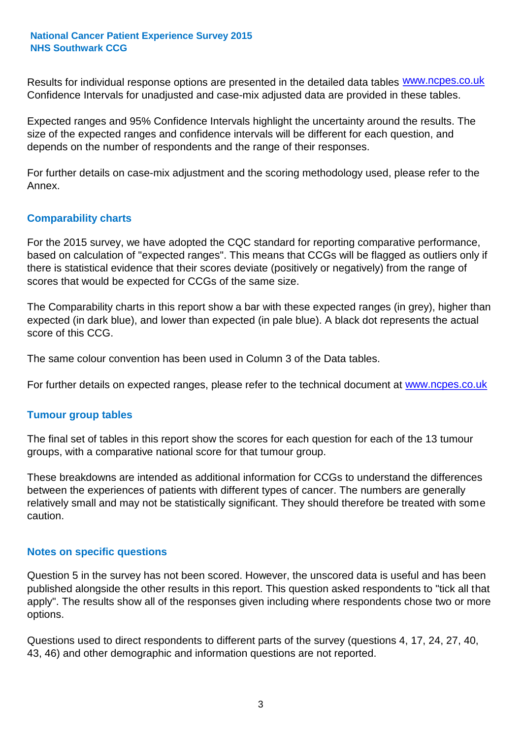Results for individual response options are presented in the detailed data tables www.ncpes.co.uk Confidence Intervals for unadjusted and case-mix adjusted data are provided in these tables.

Expected ranges and 95% Confidence Intervals highlight the uncertainty around the results. The size of the expected ranges and confidence intervals will be different for each question, and depends on the number of respondents and the range of their responses.

For further details on case-mix adjustment and the scoring methodology used, please refer to the Annex.

## Comparability charts

For the 2015 survey, we have adopted the CQC standard for reporting comparative performance, based on calculation of "expected ranges". This means that CCGs will be flagged as outliers only if there is statistical evidence that their scores deviate (positively or negatively) from the range of scores that would be expected for CCGs of the same size.

The Comparability charts in this report show a bar with these expected ranges (in grey), higher than expected (in dark blue), and lower than expected (in pale blue). A black dot represents the actual score of this CCG.

The same colour convention has been used in Column 3 of the Data tables.

For further details on expected ranges, please refer to the technical document at www.ncpes.co.uk

## Tumour group tables

The final set of tables in this report show the scores for each question for each of the 13 tumour groups, with a comparative national score for that tumour group.

These breakdowns are intended as additional information for CCGs to understand the differences between the experiences of patients with different types of cancer. The numbers are generally relatively small and may not be statistically significant. They should therefore be treated with some caution.

## Notes on specific questions

Question 5 in the survey has not been scored. However, the unscored data is useful and has been published alongside the other results in this report. This question asked respondents to "tick all that apply". The results show all of the responses given including where respondents chose two or more options.

Questions used to direct respondents to different parts of the survey (questions 4, 17, 24, 27, 40, 43, 46) and other demographic and information questions are not reported.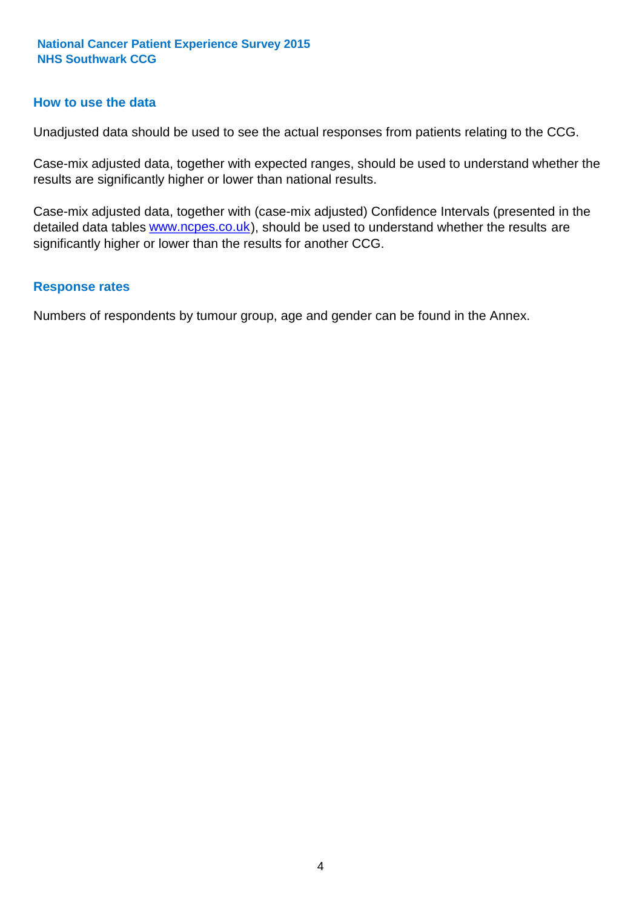## How to use the data

Unadjusted data should be used to see the actual responses from patients relating to the CCG.

Case-mix adjusted data, together with expected ranges, should be used to understand whether the results are significantly higher or lower than national results.

Case-mix adjusted data, together with (case-mix adjusted) Confidence Intervals (presented in the detailed data tables www.ncpes.co.uk), should be used to understand whether the results are significantly higher or lower than the results for another CCG.

## Response rates

Numbers of respondents by tumour group, age and gender can be found in the Annex.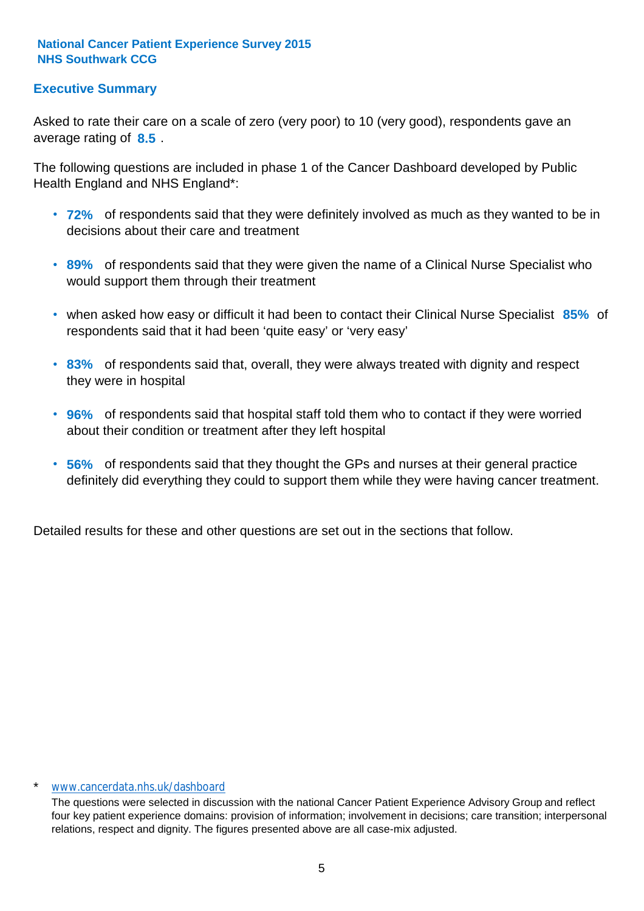**National Cancer Patient Experience Survey 2015**
**NHS Southwark CCG**

## Executive Summary

Asked to rate their care on a scale of zero (very poor) to 10 (very good), respondents gave an average rating of **8.5** .

The following questions are included in phase 1 of the Cancer Dashboard developed by Public Health England and NHS England*:

- **72%** of respondents said that they were definitely involved as much as they wanted to be in decisions about their care and treatment
- **89%** of respondents said that they were given the name of a Clinical Nurse Specialist who would support them through their treatment
- when asked how easy or difficult it had been to contact their Clinical Nurse Specialist **85%** of respondents said that it had been 'quite easy' or 'very easy'
- **83%** of respondents said that, overall, they were always treated with dignity and respect they were in hospital
- **96%** of respondents said that hospital staff told them who to contact if they were worried about their condition or treatment after they left hospital
- **56%** of respondents said that they thought the GPs and nurses at their general practice definitely did everything they could to support them while they were having cancer treatment.

Detailed results for these and other questions are set out in the sections that follow.

\* www.cancerdata.nhs.uk/dashboard

The questions were selected in discussion with the national Cancer Patient Experience Advisory Group and reflect four key patient experience domains: provision of information; involvement in decisions; care transition; interpersonal relations, respect and dignity. The figures presented above are all case-mix adjusted.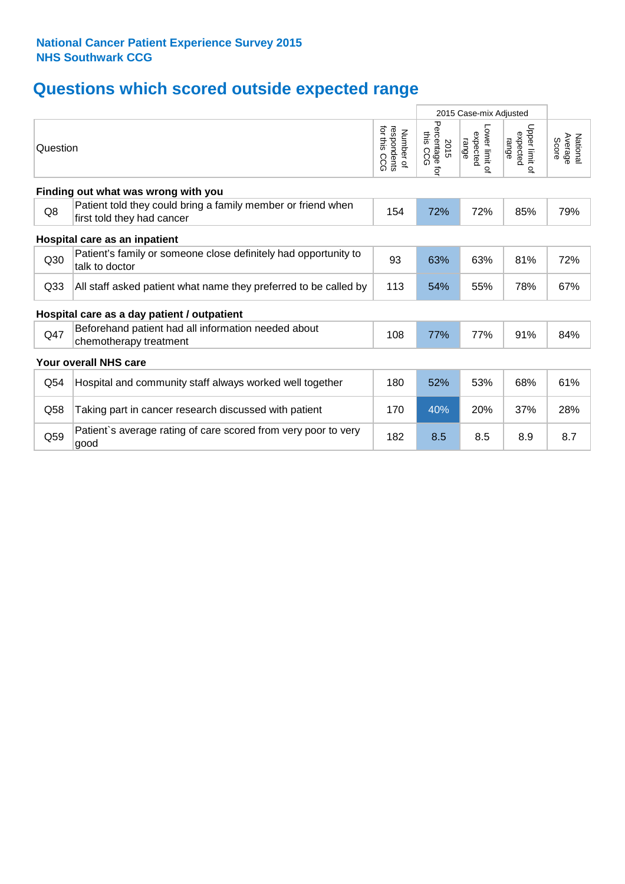**National Cancer Patient Experience Survey 2015**
**NHS Southwark CCG**

# Questions which scored outside expected range

| | Question | Number of respondents for this CCG | 2015 Case-mix Adjusted | | | National Average Score |
|---|---|---|---|---|---|---|
| | | | 2015 Percentage for this CCG | Lower limit of expected range | Upper limit of expected range | |
| **Finding out what was wrong with you** | | | | | | |
| Q8 | Patient told they could bring a family member or friend when first told they had cancer | 154 | 72% | 72% | 85% | 79% |
| **Hospital care as an inpatient** | | | | | | |
| Q30 | Patient's family or someone close definitely had opportunity to talk to doctor | 93 | 63% | 63% | 81% | 72% |
| Q33 | All staff asked patient what name they preferred to be called by | 113 | 54% | 55% | 78% | 67% |
| **Hospital care as a day patient / outpatient** | | | | | | |
| Q47 | Beforehand patient had all information needed about chemotherapy treatment | 108 | 77% | 77% | 91% | 84% |
| **Your overall NHS care** | | | | | | |
| Q54 | Hospital and community staff always worked well together | 180 | 52% | 53% | 68% | 61% |
| Q58 | Taking part in cancer research discussed with patient | 170 | 40% | 20% | 37% | 28% |
| Q59 | Patient`s average rating of care scored from very poor to very good | 182 | 8.5 | 8.5 | 8.9 | 8.7 |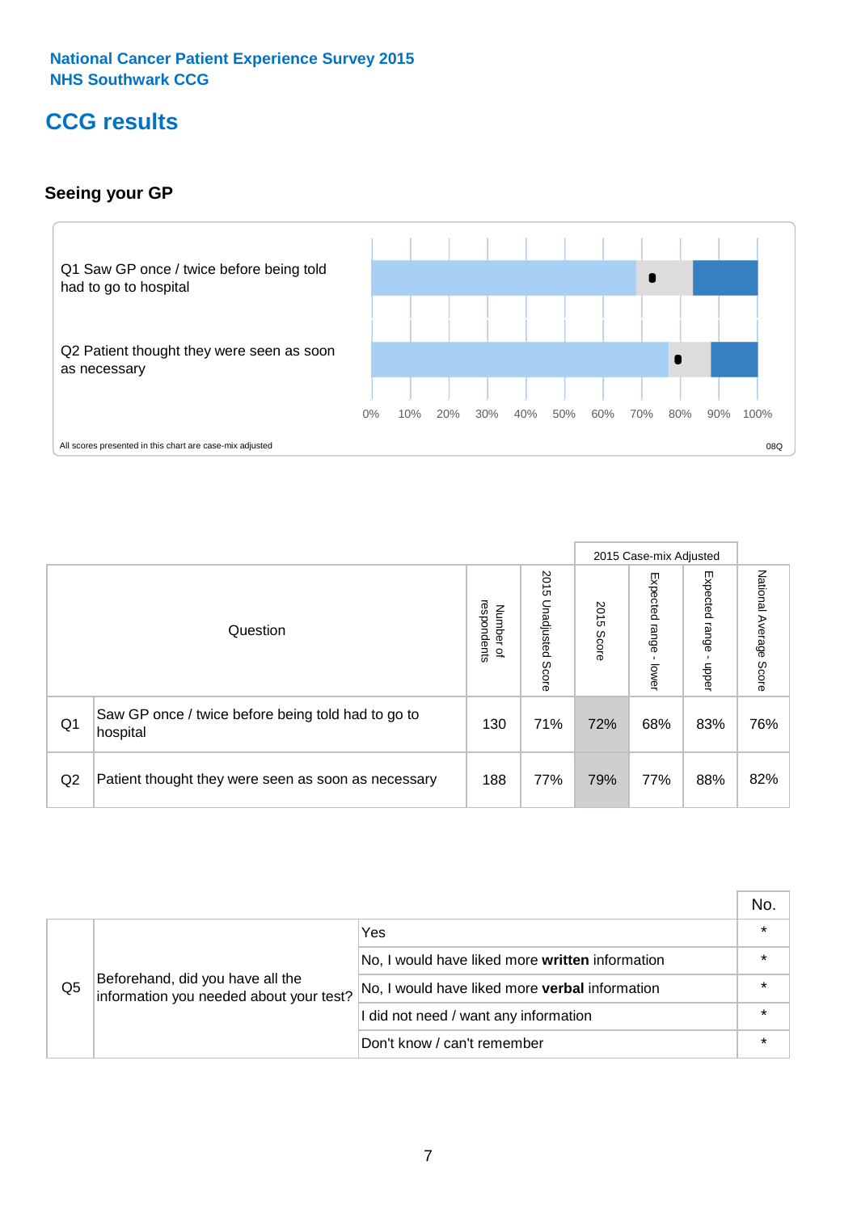National Cancer Patient Experience Survey 2015
NHS Southwark CCG

# CCG results

## Seeing your GP

Q1 Saw GP once / twice before being told had to go to hospital

Q2 Patient thought they were seen as soon as necessary

0% 10% 20% 30% 40% 50% 60% 70% 80% 90% 100%

All scores presented in this chart are case-mix adjusted

08Q

| | Question | Number of respondents | 2015 Unadjusted Score | 2015 Case-mix Adjusted: 2015 Score | 2015 Case-mix Adjusted: Expected range - lower | 2015 Case-mix Adjusted: Expected range - upper | National Average Score |
|---|---|---|---|---|---|---|---|
| Q1 | Saw GP once / twice before being told had to go to hospital | 130 | 71% | 72% | 68% | 83% | 76% |
| Q2 | Patient thought they were seen as soon as necessary | 188 | 77% | 79% | 77% | 88% | 82% |

| | | | No. |
|---|---|---|---|
| Q5 | Beforehand, did you have all the information you needed about your test? | Yes | * |
| | | No, I would have liked more **written** information | * |
| | | No, I would have liked more **verbal** information | * |
| | | I did not need / want any information | * |
| | | Don't know / can't remember | * |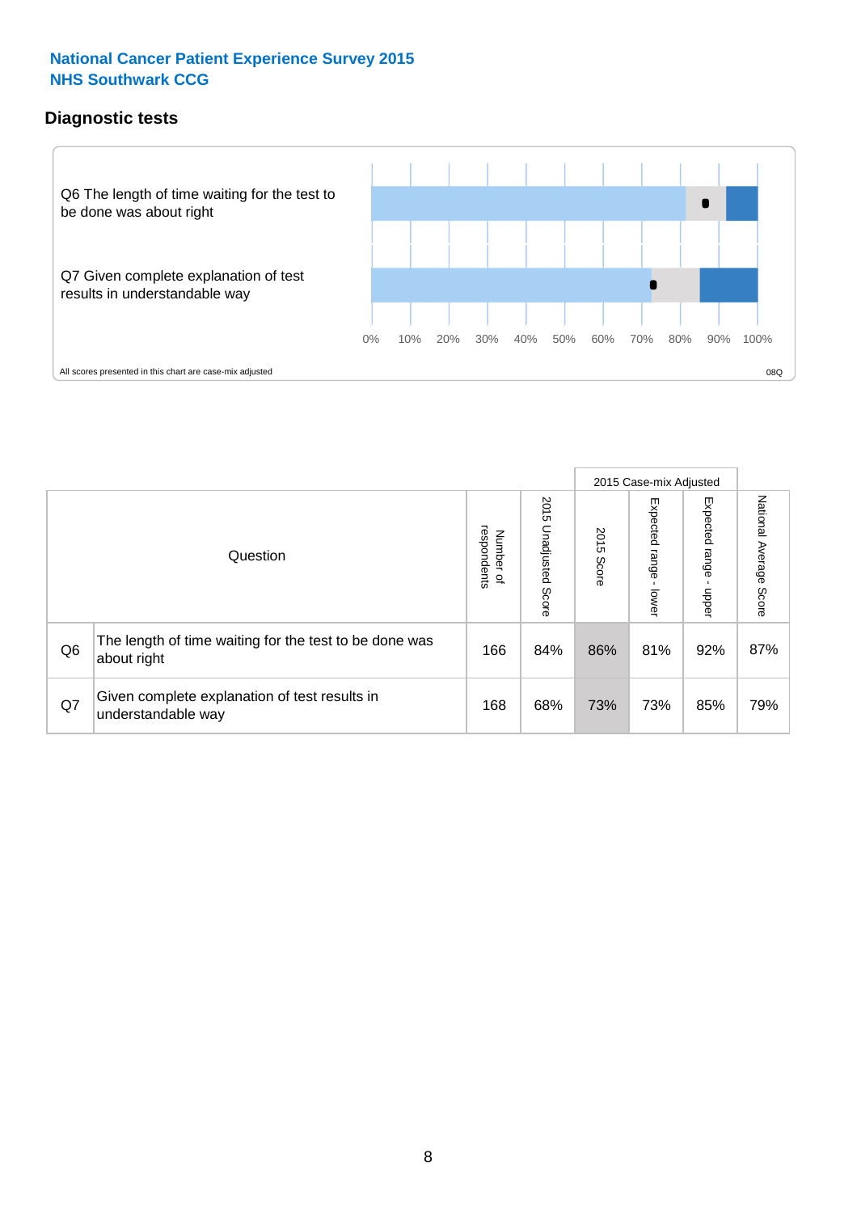**National Cancer Patient Experience Survey 2015**
**NHS Southwark CCG**

## Diagnostic tests

Q6 The length of time waiting for the test to be done was about right

Q7 Given complete explanation of test results in understandable way

0% 10% 20% 30% 40% 50% 60% 70% 80% 90% 100%

All scores presented in this chart are case-mix adjusted

08Q

| Question | | Number of respondents | 2015 Unadjusted Score | 2015 Case-mix Adjusted 2015 Score | 2015 Case-mix Adjusted Expected range - lower | 2015 Case-mix Adjusted Expected range - upper | National Average Score |
|---|---|---|---|---|---|---|---|
| Q6 | The length of time waiting for the test to be done was about right | 166 | 84% | 86% | 81% | 92% | 87% |
| Q7 | Given complete explanation of test results in understandable way | 168 | 68% | 73% | 73% | 85% | 79% |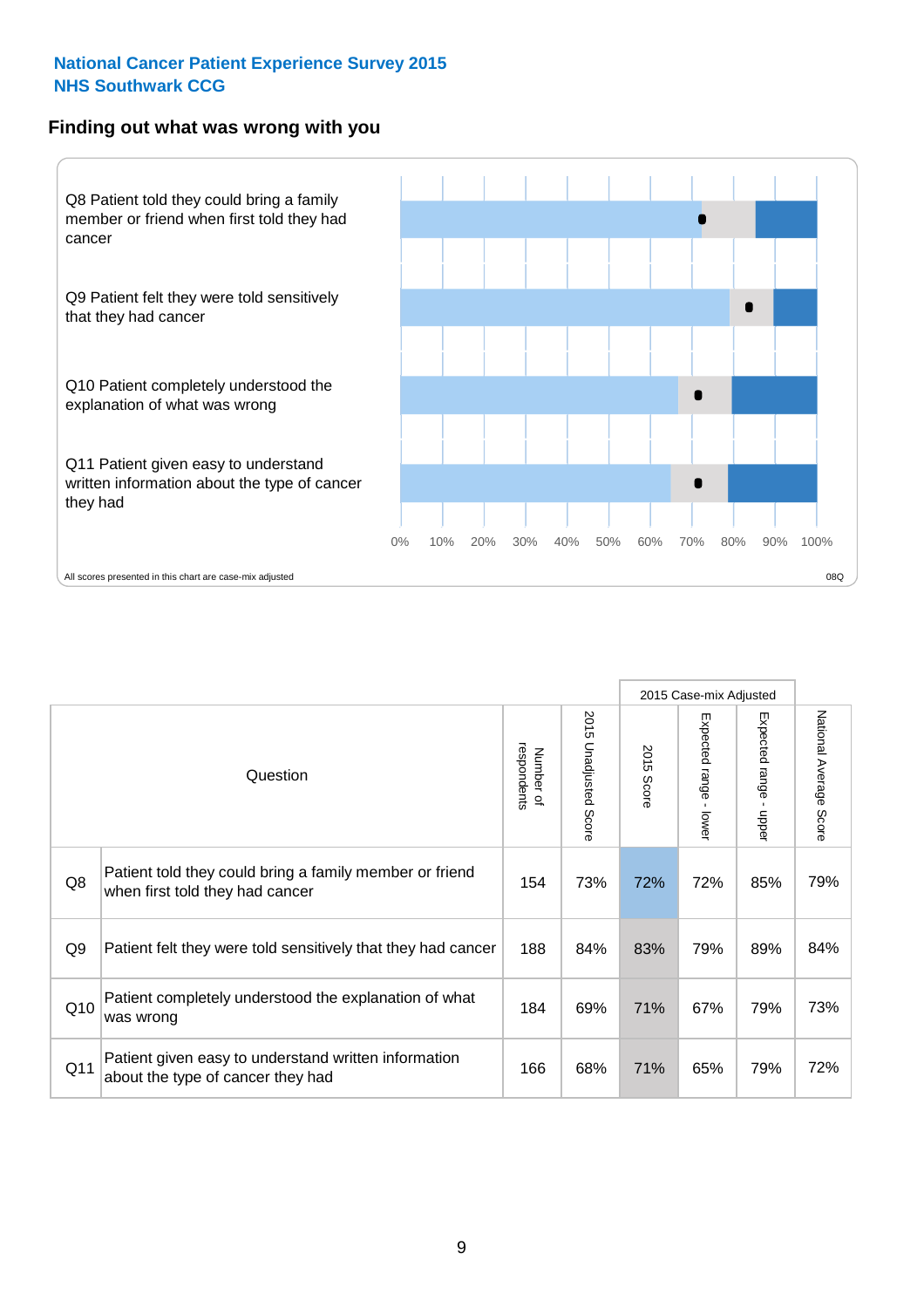National Cancer Patient Experience Survey 2015
NHS Southwark CCG

## Finding out what was wrong with you

Q8 Patient told they could bring a family member or friend when first told they had cancer

Q9 Patient felt they were told sensitively that they had cancer

Q10 Patient completely understood the explanation of what was wrong

Q11 Patient given easy to understand written information about the type of cancer they had

0% 10% 20% 30% 40% 50% 60% 70% 80% 90% 100%

All scores presented in this chart are case-mix adjusted

08Q

| | Question | Number of respondents | 2015 Unadjusted Score | 2015 Case-mix Adjusted | | | National Average Score |
|---|---|---|---|---|---|---|---|
| | | | | 2015 Score | Expected range - lower | Expected range - upper | |
| Q8 | Patient told they could bring a family member or friend when first told they had cancer | 154 | 73% | 72% | 72% | 85% | 79% |
| Q9 | Patient felt they were told sensitively that they had cancer | 188 | 84% | 83% | 79% | 89% | 84% |
| Q10 | Patient completely understood the explanation of what was wrong | 184 | 69% | 71% | 67% | 79% | 73% |
| Q11 | Patient given easy to understand written information about the type of cancer they had | 166 | 68% | 71% | 65% | 79% | 72% |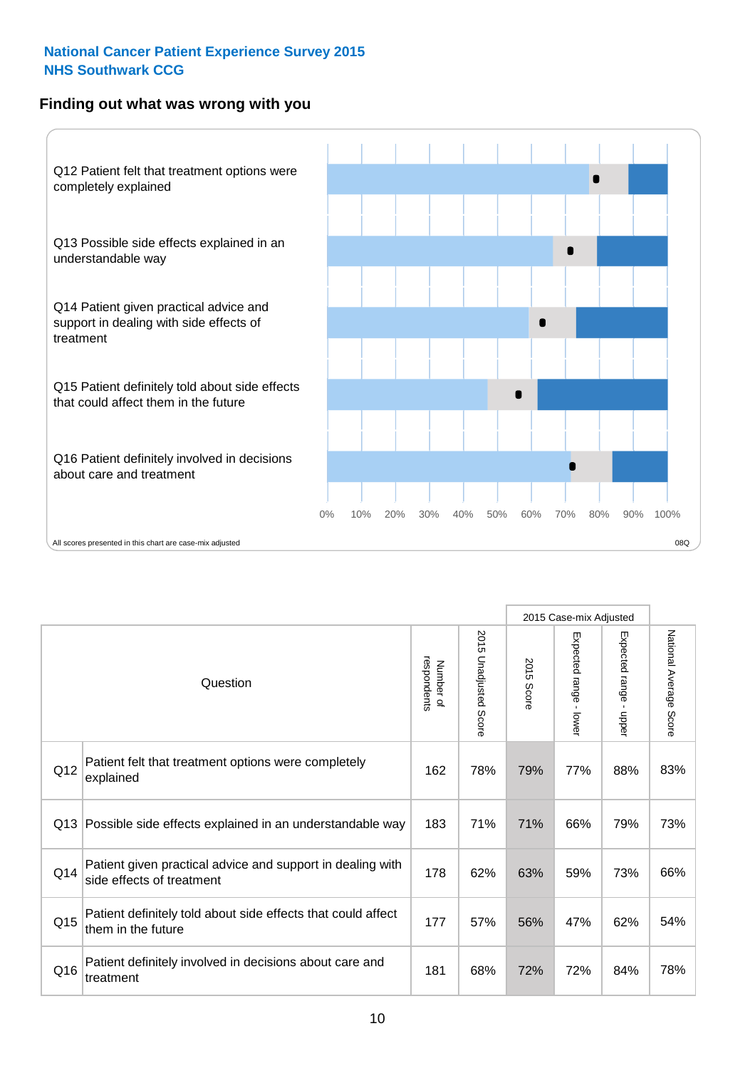**National Cancer Patient Experience Survey 2015**
**NHS Southwark CCG**

## Finding out what was wrong with you

Q12 Patient felt that treatment options were completely explained

Q13 Possible side effects explained in an understandable way

Q14 Patient given practical advice and support in dealing with side effects of treatment

Q15 Patient definitely told about side effects that could affect them in the future

Q16 Patient definitely involved in decisions about care and treatment

0% 10% 20% 30% 40% 50% 60% 70% 80% 90% 100%

All scores presented in this chart are case-mix adjusted

08Q

| | Question | Number of respondents | 2015 Unadjusted Score | 2015 Case-mix Adjusted | | | National Average Score |
|---|---|---|---|---|---|---|---|
| | | | | 2015 Score | Expected range - lower | Expected range - upper | |
| Q12 | Patient felt that treatment options were completely explained | 162 | 78% | 79% | 77% | 88% | 83% |
| Q13 | Possible side effects explained in an understandable way | 183 | 71% | 71% | 66% | 79% | 73% |
| Q14 | Patient given practical advice and support in dealing with side effects of treatment | 178 | 62% | 63% | 59% | 73% | 66% |
| Q15 | Patient definitely told about side effects that could affect them in the future | 177 | 57% | 56% | 47% | 62% | 54% |
| Q16 | Patient definitely involved in decisions about care and treatment | 181 | 68% | 72% | 72% | 84% | 78% |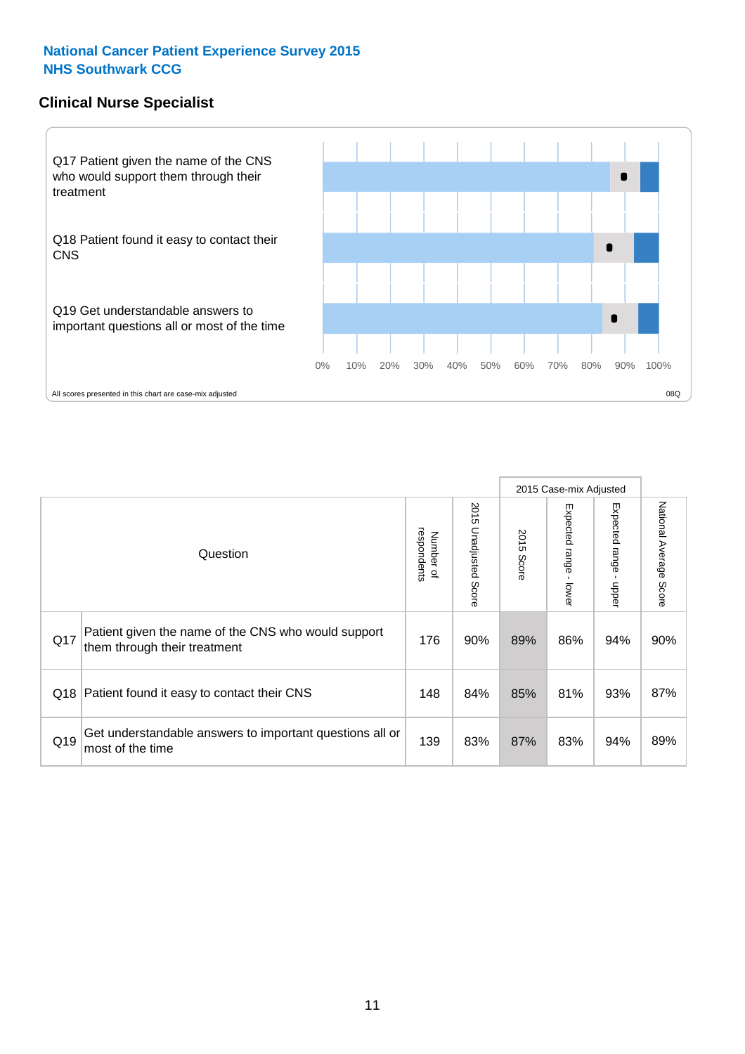**National Cancer Patient Experience Survey 2015**
**NHS Southwark CCG**

## Clinical Nurse Specialist

Q17 Patient given the name of the CNS who would support them through their treatment

Q18 Patient found it easy to contact their CNS

Q19 Get understandable answers to important questions all or most of the time

0% 10% 20% 30% 40% 50% 60% 70% 80% 90% 100%

All scores presented in this chart are case-mix adjusted

08Q

| | Question | Number of respondents | 2015 Unadjusted Score | 2015 Case-mix Adjusted | | | National Average Score |
|---|---|---|---|---|---|---|---|
| | | | | 2015 Score | Expected range - lower | Expected range - upper | |
| Q17 | Patient given the name of the CNS who would support them through their treatment | 176 | 90% | 89% | 86% | 94% | 90% |
| Q18 | Patient found it easy to contact their CNS | 148 | 84% | 85% | 81% | 93% | 87% |
| Q19 | Get understandable answers to important questions all or most of the time | 139 | 83% | 87% | 83% | 94% | 89% |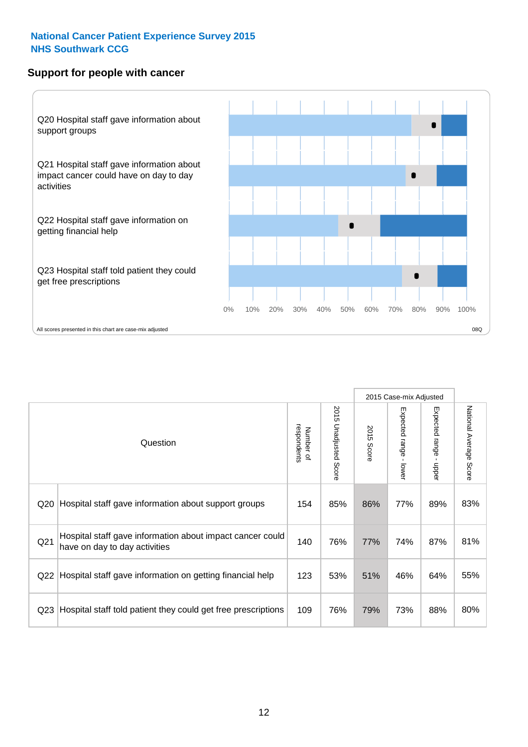**National Cancer Patient Experience Survey 2015**
**NHS Southwark CCG**

## Support for people with cancer

Q20 Hospital staff gave information about support groups

Q21 Hospital staff gave information about impact cancer could have on day to day activities

Q22 Hospital staff gave information on getting financial help

Q23 Hospital staff told patient they could get free prescriptions

0% 10% 20% 30% 40% 50% 60% 70% 80% 90% 100%

All scores presented in this chart are case-mix adjusted

08Q

| Question | | Number of respondents | 2015 Unadjusted Score | 2015 Case-mix Adjusted | | | National Average Score |
|---|---|---|---|---|---|---|---|
| | | | | 2015 Score | Expected range - lower | Expected range - upper | |
| Q20 | Hospital staff gave information about support groups | 154 | 85% | 86% | 77% | 89% | 83% |
| Q21 | Hospital staff gave information about impact cancer could have on day to day activities | 140 | 76% | 77% | 74% | 87% | 81% |
| Q22 | Hospital staff gave information on getting financial help | 123 | 53% | 51% | 46% | 64% | 55% |
| Q23 | Hospital staff told patient they could get free prescriptions | 109 | 76% | 79% | 73% | 88% | 80% |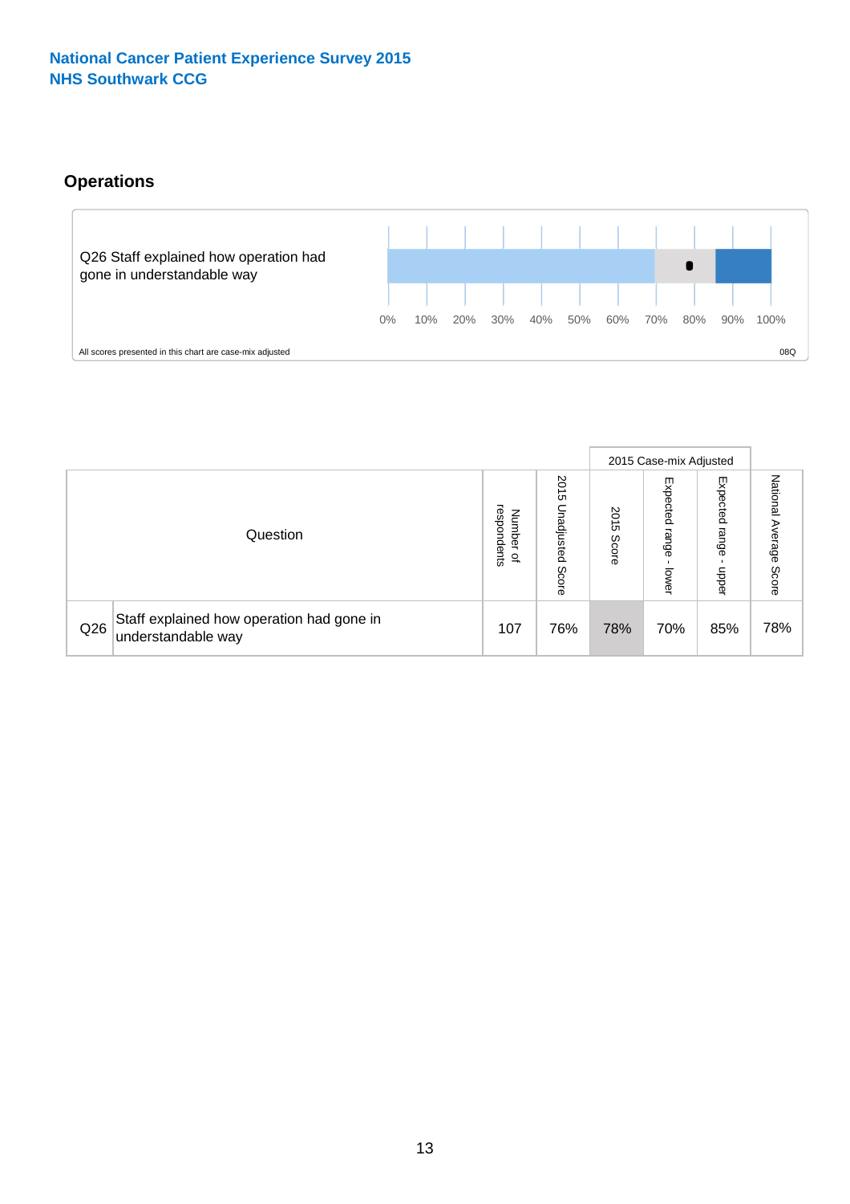National Cancer Patient Experience Survey 2015
NHS Southwark CCG

## Operations

Q26 Staff explained how operation had gone in understandable way

0% 10% 20% 30% 40% 50% 60% 70% 80% 90% 100%

All scores presented in this chart are case-mix adjusted

08Q

| Question | | Number of respondents | 2015 Unadjusted Score | 2015 Case-mix Adjusted | | | National Average Score |
|---|---|---|---|---|---|---|---|
| | | | | 2015 Score | Expected range - lower | Expected range - upper | |
| Q26 | Staff explained how operation had gone in understandable way | 107 | 76% | 78% | 70% | 85% | 78% |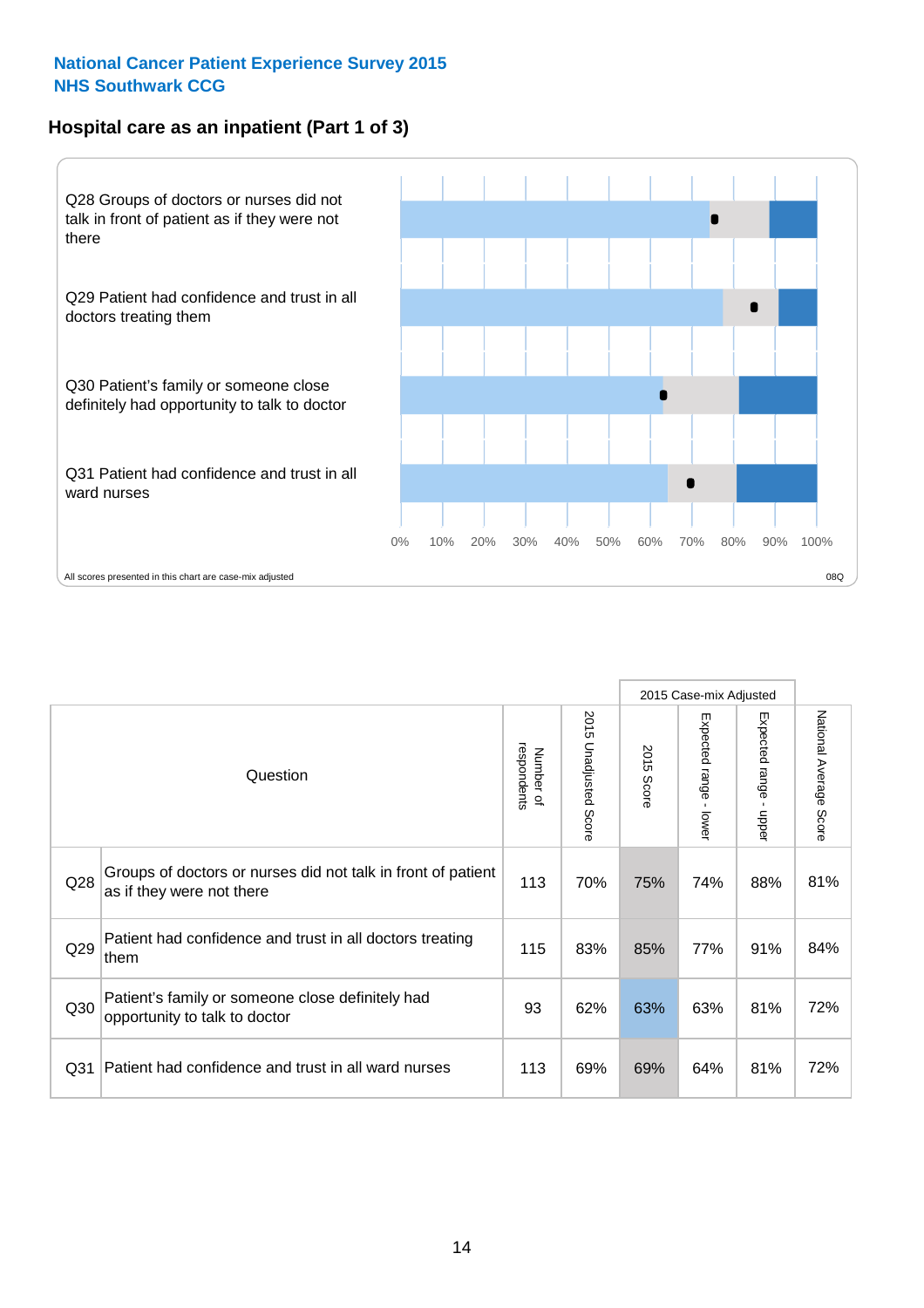**National Cancer Patient Experience Survey 2015**
**NHS Southwark CCG**

## Hospital care as an inpatient (Part 1 of 3)

Q28 Groups of doctors or nurses did not talk in front of patient as if they were not there

Q29 Patient had confidence and trust in all doctors treating them

Q30 Patient's family or someone close definitely had opportunity to talk to doctor

Q31 Patient had confidence and trust in all ward nurses

0% 10% 20% 30% 40% 50% 60% 70% 80% 90% 100%

All scores presented in this chart are case-mix adjusted

08Q

| | Question | Number of respondents | 2015 Unadjusted Score | 2015 Case-mix Adjusted: 2015 Score | 2015 Case-mix Adjusted: Expected range - lower | 2015 Case-mix Adjusted: Expected range - upper | National Average Score |
|---|---|---|---|---|---|---|---|
| Q28 | Groups of doctors or nurses did not talk in front of patient as if they were not there | 113 | 70% | 75% | 74% | 88% | 81% |
| Q29 | Patient had confidence and trust in all doctors treating them | 115 | 83% | 85% | 77% | 91% | 84% |
| Q30 | Patient's family or someone close definitely had opportunity to talk to doctor | 93 | 62% | 63% | 63% | 81% | 72% |
| Q31 | Patient had confidence and trust in all ward nurses | 113 | 69% | 69% | 64% | 81% | 72% |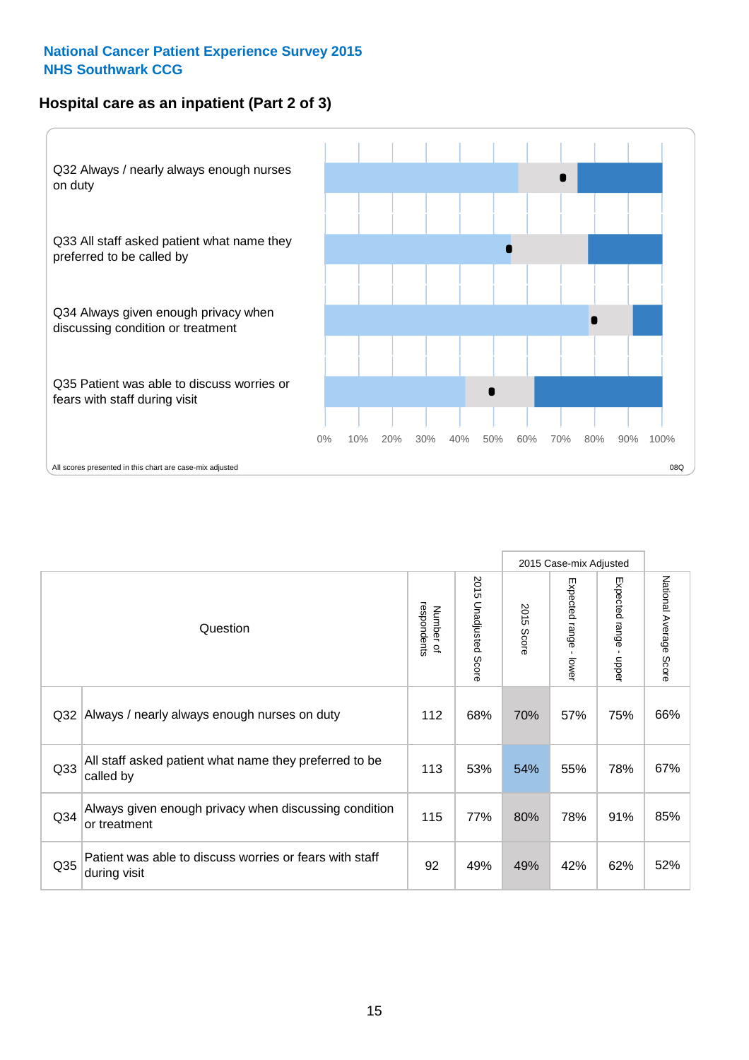**National Cancer Patient Experience Survey 2015**
**NHS Southwark CCG**

## Hospital care as an inpatient (Part 2 of 3)

Q32 Always / nearly always enough nurses on duty

Q33 All staff asked patient what name they preferred to be called by

Q34 Always given enough privacy when discussing condition or treatment

Q35 Patient was able to discuss worries or fears with staff during visit

0% 10% 20% 30% 40% 50% 60% 70% 80% 90% 100%

All scores presented in this chart are case-mix adjusted

08Q

| | Question | Number of respondents | 2015 Unadjusted Score | 2015 Case-mix Adjusted | | | National Average Score |
|---|---|---|---|---|---|---|---|
| | | | | 2015 Score | Expected range - lower | Expected range - upper | |
| Q32 | Always / nearly always enough nurses on duty | 112 | 68% | 70% | 57% | 75% | 66% |
| Q33 | All staff asked patient what name they preferred to be called by | 113 | 53% | 54% | 55% | 78% | 67% |
| Q34 | Always given enough privacy when discussing condition or treatment | 115 | 77% | 80% | 78% | 91% | 85% |
| Q35 | Patient was able to discuss worries or fears with staff during visit | 92 | 49% | 49% | 42% | 62% | 52% |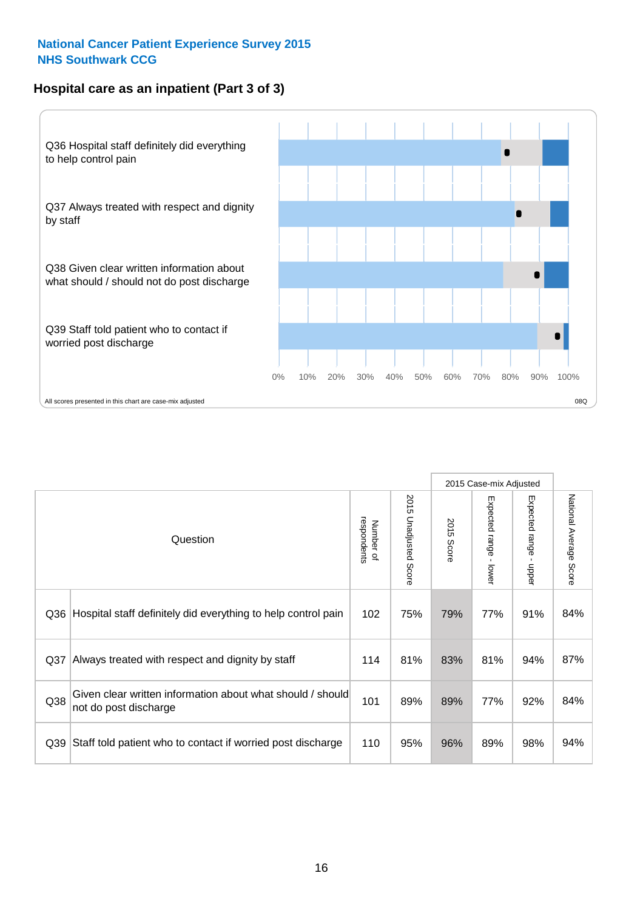National Cancer Patient Experience Survey 2015
NHS Southwark CCG

## Hospital care as an inpatient (Part 3 of 3)

Q36 Hospital staff definitely did everything to help control pain

Q37 Always treated with respect and dignity by staff

Q38 Given clear written information about what should / should not do post discharge

Q39 Staff told patient who to contact if worried post discharge

0% 10% 20% 30% 40% 50% 60% 70% 80% 90% 100%

All scores presented in this chart are case-mix adjusted

08Q

| Question | | Number of respondents | 2015 Unadjusted Score | 2015 Case-mix Adjusted | | | National Average Score |
|---|---|---|---|---|---|---|---|
| | | | | 2015 Score | Expected range - lower | Expected range - upper | |
| Q36 | Hospital staff definitely did everything to help control pain | 102 | 75% | 79% | 77% | 91% | 84% |
| Q37 | Always treated with respect and dignity by staff | 114 | 81% | 83% | 81% | 94% | 87% |
| Q38 | Given clear written information about what should / should not do post discharge | 101 | 89% | 89% | 77% | 92% | 84% |
| Q39 | Staff told patient who to contact if worried post discharge | 110 | 95% | 96% | 89% | 98% | 94% |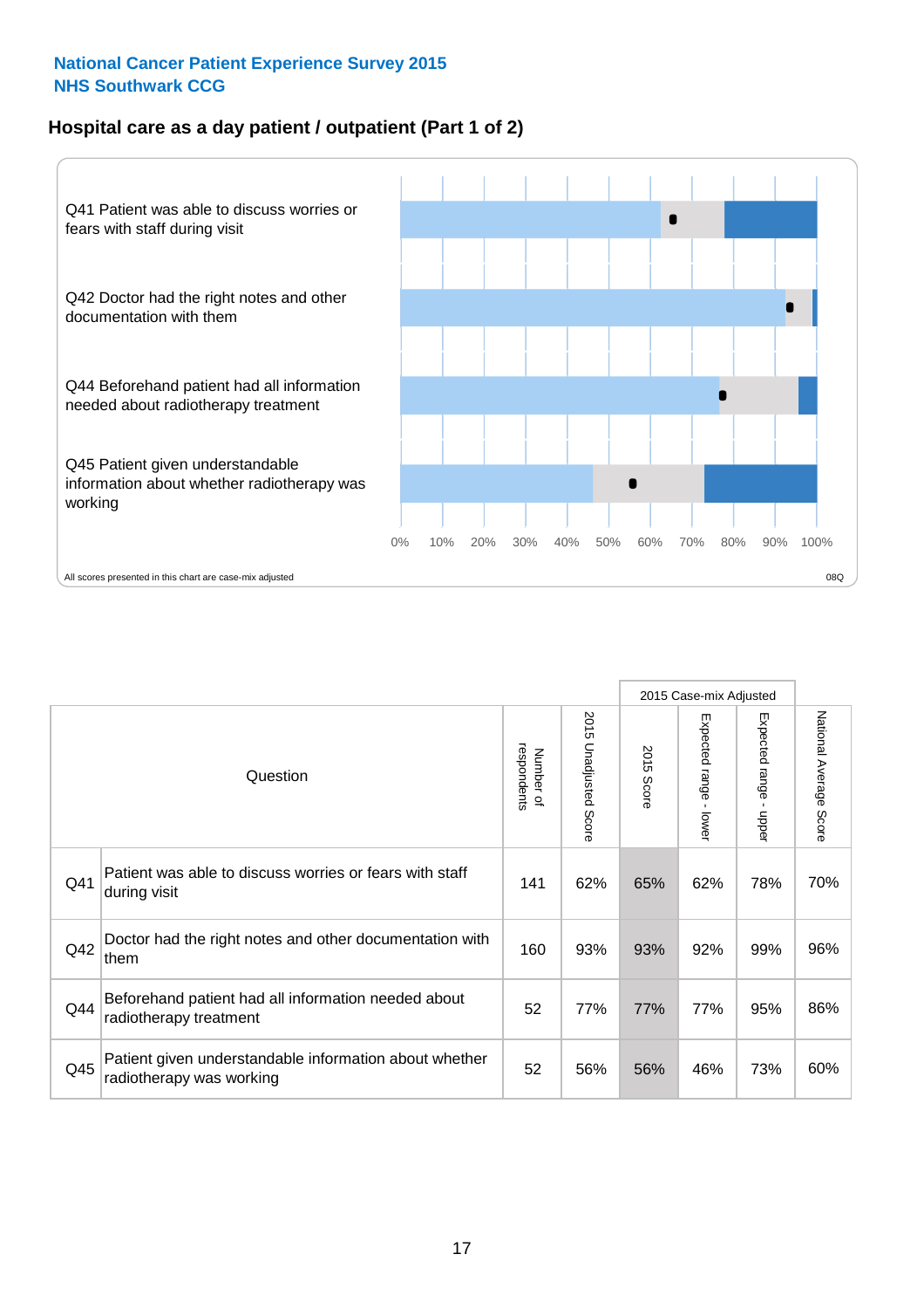National Cancer Patient Experience Survey 2015
NHS Southwark CCG

## Hospital care as a day patient / outpatient (Part 1 of 2)

Q41 Patient was able to discuss worries or fears with staff during visit

Q42 Doctor had the right notes and other documentation with them

Q44 Beforehand patient had all information needed about radiotherapy treatment

Q45 Patient given understandable information about whether radiotherapy was working

0% 10% 20% 30% 40% 50% 60% 70% 80% 90% 100%

All scores presented in this chart are case-mix adjusted

08Q

| Question | | Number of respondents | 2015 Unadjusted Score | 2015 Case-mix Adjusted | | | National Average Score |
|---|---|---|---|---|---|---|---|
| | | | | 2015 Score | Expected range - lower | Expected range - upper | |
| Q41 | Patient was able to discuss worries or fears with staff during visit | 141 | 62% | 65% | 62% | 78% | 70% |
| Q42 | Doctor had the right notes and other documentation with them | 160 | 93% | 93% | 92% | 99% | 96% |
| Q44 | Beforehand patient had all information needed about radiotherapy treatment | 52 | 77% | 77% | 77% | 95% | 86% |
| Q45 | Patient given understandable information about whether radiotherapy was working | 52 | 56% | 56% | 46% | 73% | 60% |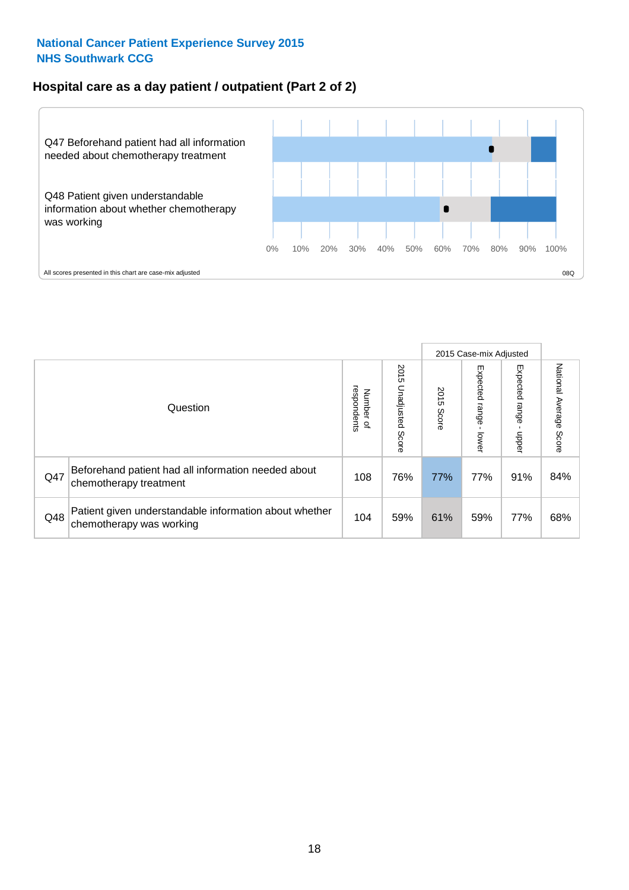**National Cancer Patient Experience Survey 2015**
**NHS Southwark CCG**

## Hospital care as a day patient / outpatient (Part 2 of 2)

Q47 Beforehand patient had all information needed about chemotherapy treatment

Q48 Patient given understandable information about whether chemotherapy was working

0% 10% 20% 30% 40% 50% 60% 70% 80% 90% 100%

All scores presented in this chart are case-mix adjusted

08Q

| | Question | Number of respondents | 2015 Unadjusted Score | 2015 Case-mix Adjusted: 2015 Score | 2015 Case-mix Adjusted: Expected range - lower | 2015 Case-mix Adjusted: Expected range - upper | National Average Score |
|---|---|---|---|---|---|---|---|
| Q47 | Beforehand patient had all information needed about chemotherapy treatment | 108 | 76% | 77% | 77% | 91% | 84% |
| Q48 | Patient given understandable information about whether chemotherapy was working | 104 | 59% | 61% | 59% | 77% | 68% |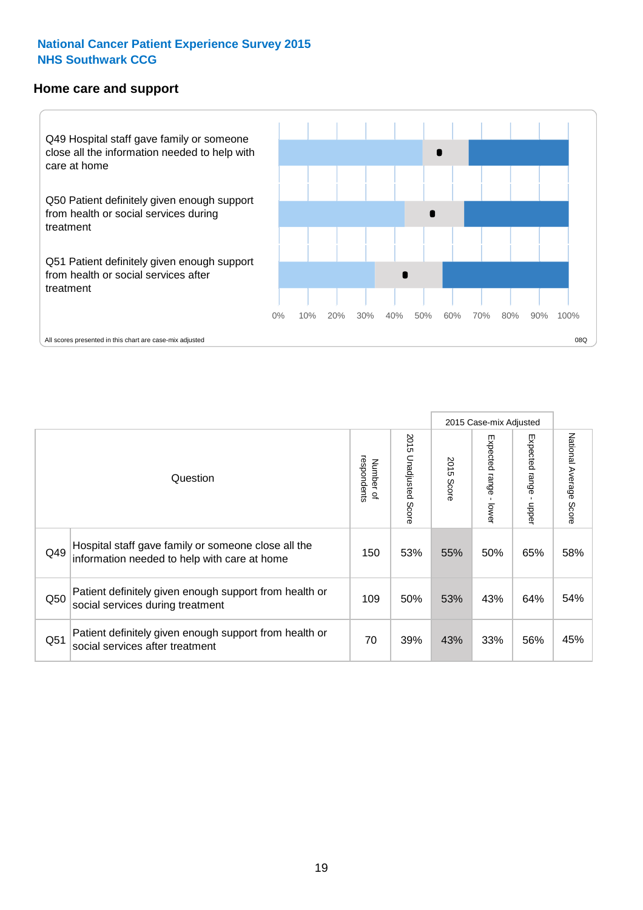National Cancer Patient Experience Survey 2015
NHS Southwark CCG

## Home care and support

Q49 Hospital staff gave family or someone close all the information needed to help with care at home

Q50 Patient definitely given enough support from health or social services during treatment

Q51 Patient definitely given enough support from health or social services after treatment

0% 10% 20% 30% 40% 50% 60% 70% 80% 90% 100%

All scores presented in this chart are case-mix adjusted

08Q

| Question | | Number of respondents | 2015 Unadjusted Score | 2015 Case-mix Adjusted | | | National Average Score |
|---|---|---|---|---|---|---|---|
| | | | | 2015 Score | Expected range - lower | Expected range - upper | |
| Q49 | Hospital staff gave family or someone close all the information needed to help with care at home | 150 | 53% | 55% | 50% | 65% | 58% |
| Q50 | Patient definitely given enough support from health or social services during treatment | 109 | 50% | 53% | 43% | 64% | 54% |
| Q51 | Patient definitely given enough support from health or social services after treatment | 70 | 39% | 43% | 33% | 56% | 45% |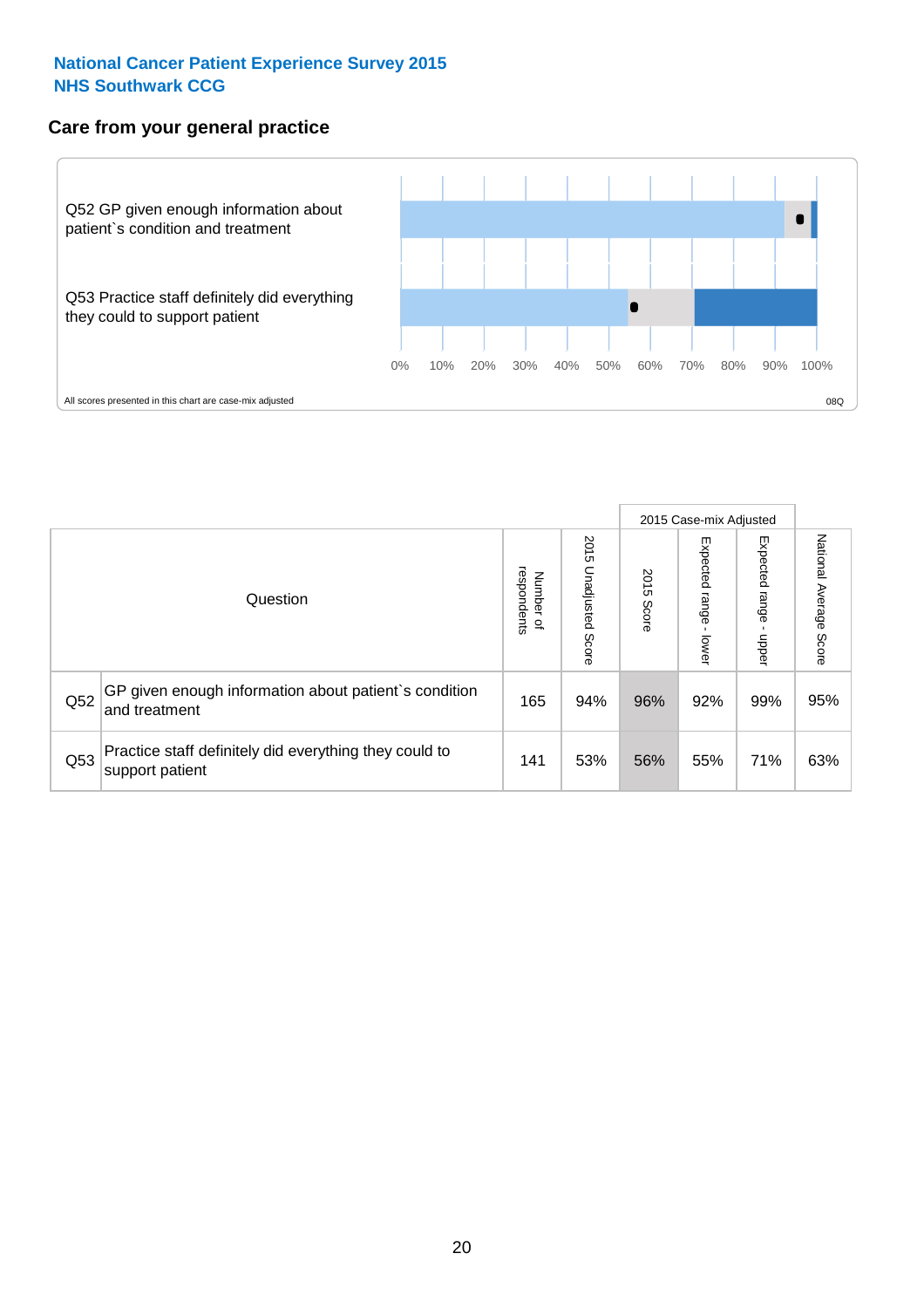National Cancer Patient Experience Survey 2015
NHS Southwark CCG

## Care from your general practice

Q52 GP given enough information about patient`s condition and treatment

Q53 Practice staff definitely did everything they could to support patient

0% 10% 20% 30% 40% 50% 60% 70% 80% 90% 100%

All scores presented in this chart are case-mix adjusted

08Q

| | Question | Number of respondents | 2015 Unadjusted Score | 2015 Case-mix Adjusted 2015 Score | 2015 Case-mix Adjusted Expected range - lower | 2015 Case-mix Adjusted Expected range - upper | National Average Score |
|---|---|---|---|---|---|---|---|
| Q52 | GP given enough information about patient`s condition and treatment | 165 | 94% | 96% | 92% | 99% | 95% |
| Q53 | Practice staff definitely did everything they could to support patient | 141 | 53% | 56% | 55% | 71% | 63% |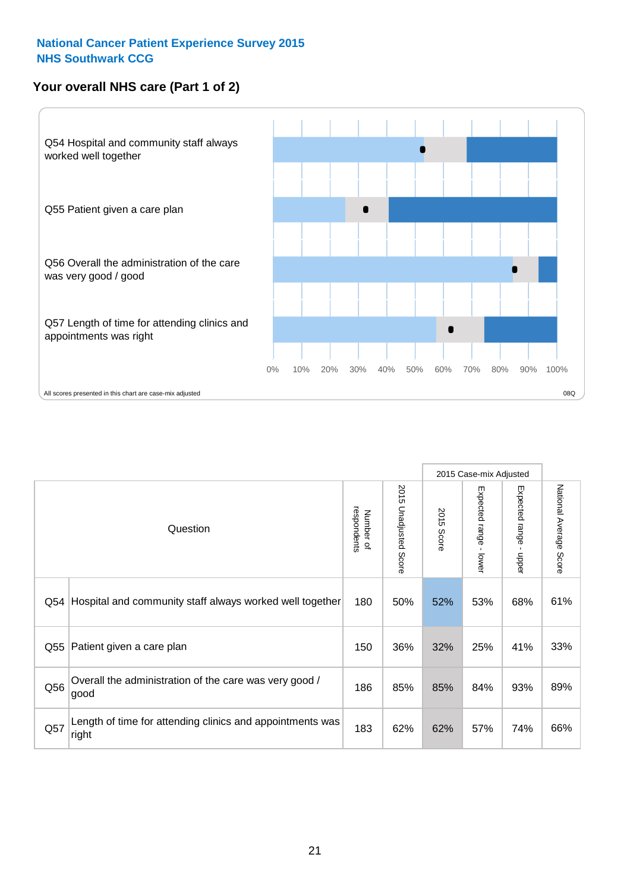**National Cancer Patient Experience Survey 2015**
**NHS Southwark CCG**

## Your overall NHS care (Part 1 of 2)

Q54 Hospital and community staff always worked well together

Q55 Patient given a care plan

Q56 Overall the administration of the care was very good / good

Q57 Length of time for attending clinics and appointments was right

0% 10% 20% 30% 40% 50% 60% 70% 80% 90% 100%

All scores presented in this chart are case-mix adjusted

08Q

| | Question | Number of respondents | 2015 Unadjusted Score | 2015 Case-mix Adjusted: 2015 Score | 2015 Case-mix Adjusted: Expected range - lower | 2015 Case-mix Adjusted: Expected range - upper | National Average Score |
|---|---|---|---|---|---|---|---|
| Q54 | Hospital and community staff always worked well together | 180 | 50% | 52% | 53% | 68% | 61% |
| Q55 | Patient given a care plan | 150 | 36% | 32% | 25% | 41% | 33% |
| Q56 | Overall the administration of the care was very good / good | 186 | 85% | 85% | 84% | 93% | 89% |
| Q57 | Length of time for attending clinics and appointments was right | 183 | 62% | 62% | 57% | 74% | 66% |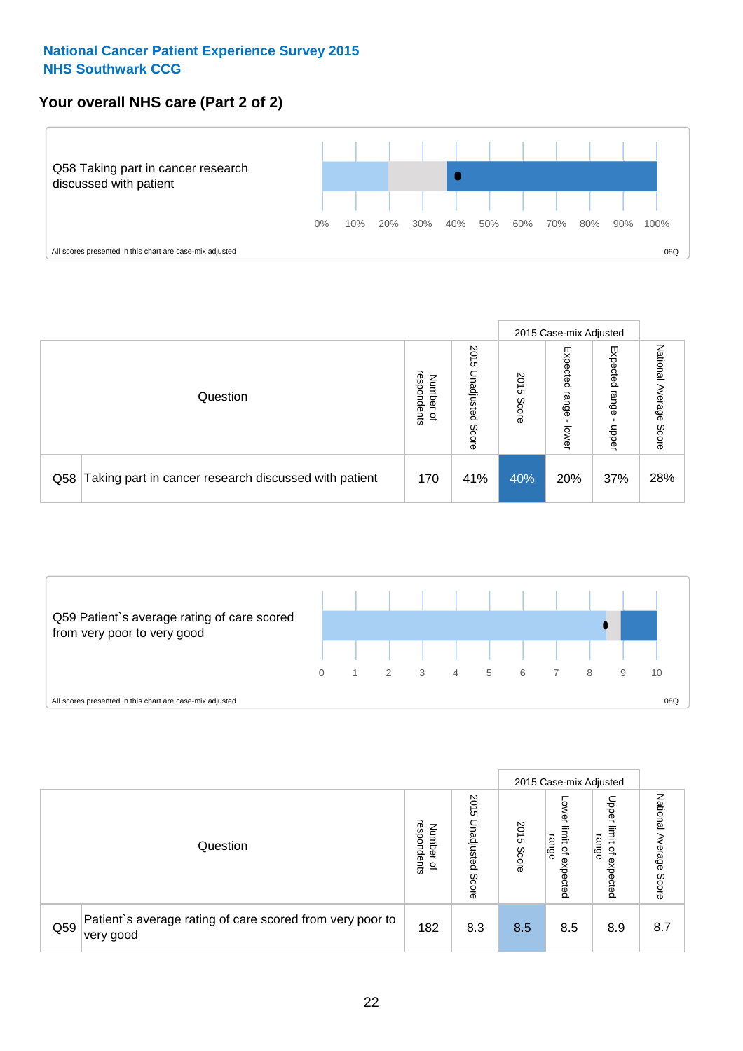National Cancer Patient Experience Survey 2015
NHS Southwark CCG

## Your overall NHS care (Part 2 of 2)

Q58 Taking part in cancer research discussed with patient

0% 10% 20% 30% 40% 50% 60% 70% 80% 90% 100%

All scores presented in this chart are case-mix adjusted

08Q

| | Question | Number of respondents | 2015 Unadjusted Score | 2015 Case-mix Adjusted: 2015 Score | 2015 Case-mix Adjusted: Expected range - lower | 2015 Case-mix Adjusted: Expected range - upper | National Average Score |
|---|---|---|---|---|---|---|---|
| Q58 | Taking part in cancer research discussed with patient | 170 | 41% | 40% | 20% | 37% | 28% |

Q59 Patient`s average rating of care scored from very poor to very good

0 1 2 3 4 5 6 7 8 9 10

All scores presented in this chart are case-mix adjusted

08Q

| | Question | Number of respondents | 2015 Unadjusted Score | 2015 Case-mix Adjusted: 2015 Score | 2015 Case-mix Adjusted: Lower limit of expected range | 2015 Case-mix Adjusted: Upper limit of expected range | National Average Score |
|---|---|---|---|---|---|---|---|
| Q59 | Patient`s average rating of care scored from very poor to very good | 182 | 8.3 | 8.5 | 8.5 | 8.9 | 8.7 |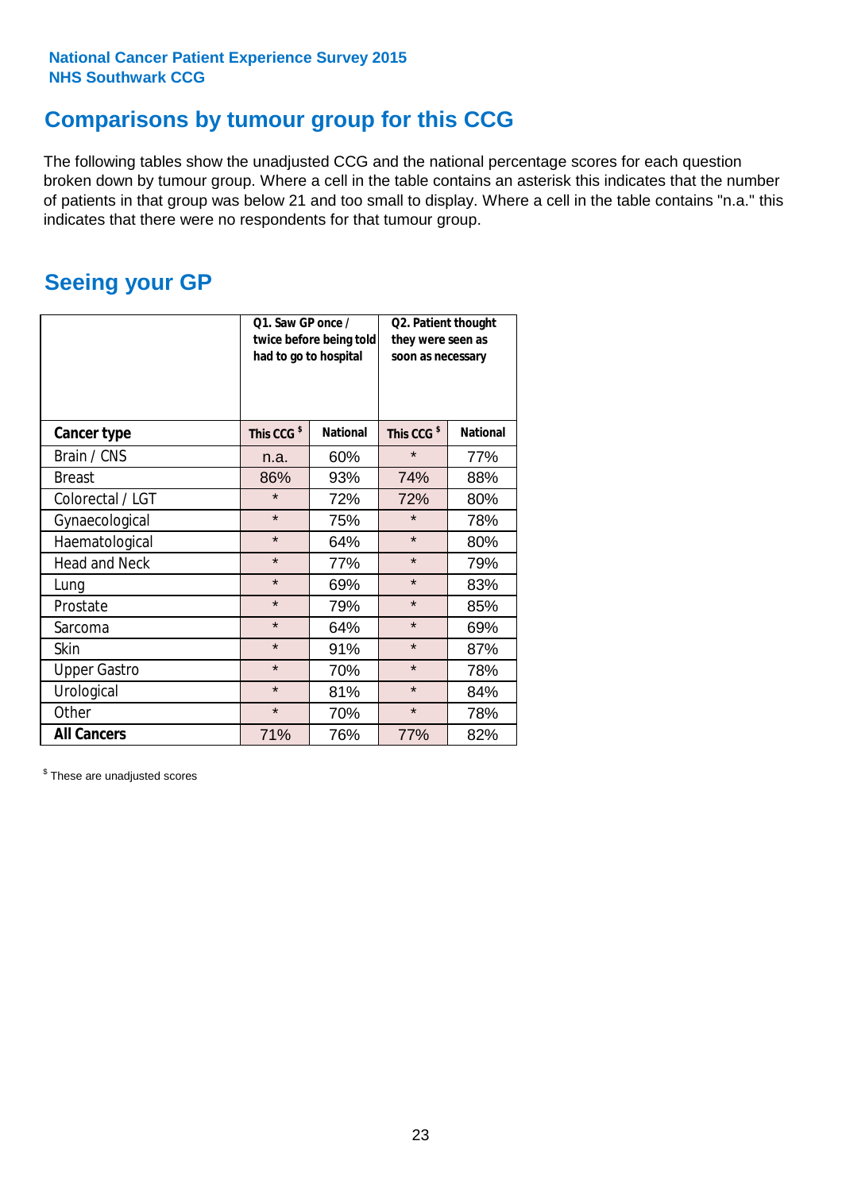National Cancer Patient Experience Survey 2015
NHS Southwark CCG

## Comparisons by tumour group for this CCG

The following tables show the unadjusted CCG and the national percentage scores for each question broken down by tumour group. Where a cell in the table contains an asterisk this indicates that the number of patients in that group was below 21 and too small to display. Where a cell in the table contains "n.a." this indicates that there were no respondents for that tumour group.

## Seeing your GP

| | Q1. Saw GP once / twice before being told had to go to hospital | | Q2. Patient thought they were seen as soon as necessary | |
|---|---|---|---|---|
| **Cancer type** | **This CCG $** | **National** | **This CCG $** | **National** |
| Brain / CNS | n.a. | 60% | * | 77% |
| Breast | 86% | 93% | 74% | 88% |
| Colorectal / LGT | * | 72% | 72% | 80% |
| Gynaecological | * | 75% | * | 78% |
| Haematological | * | 64% | * | 80% |
| Head and Neck | * | 77% | * | 79% |
| Lung | * | 69% | * | 83% |
| Prostate | * | 79% | * | 85% |
| Sarcoma | * | 64% | * | 69% |
| Skin | * | 91% | * | 87% |
| Upper Gastro | * | 70% | * | 78% |
| Urological | * | 81% | * | 84% |
| Other | * | 70% | * | 78% |
| **All Cancers** | 71% | 76% | 77% | 82% |

$ These are unadjusted scores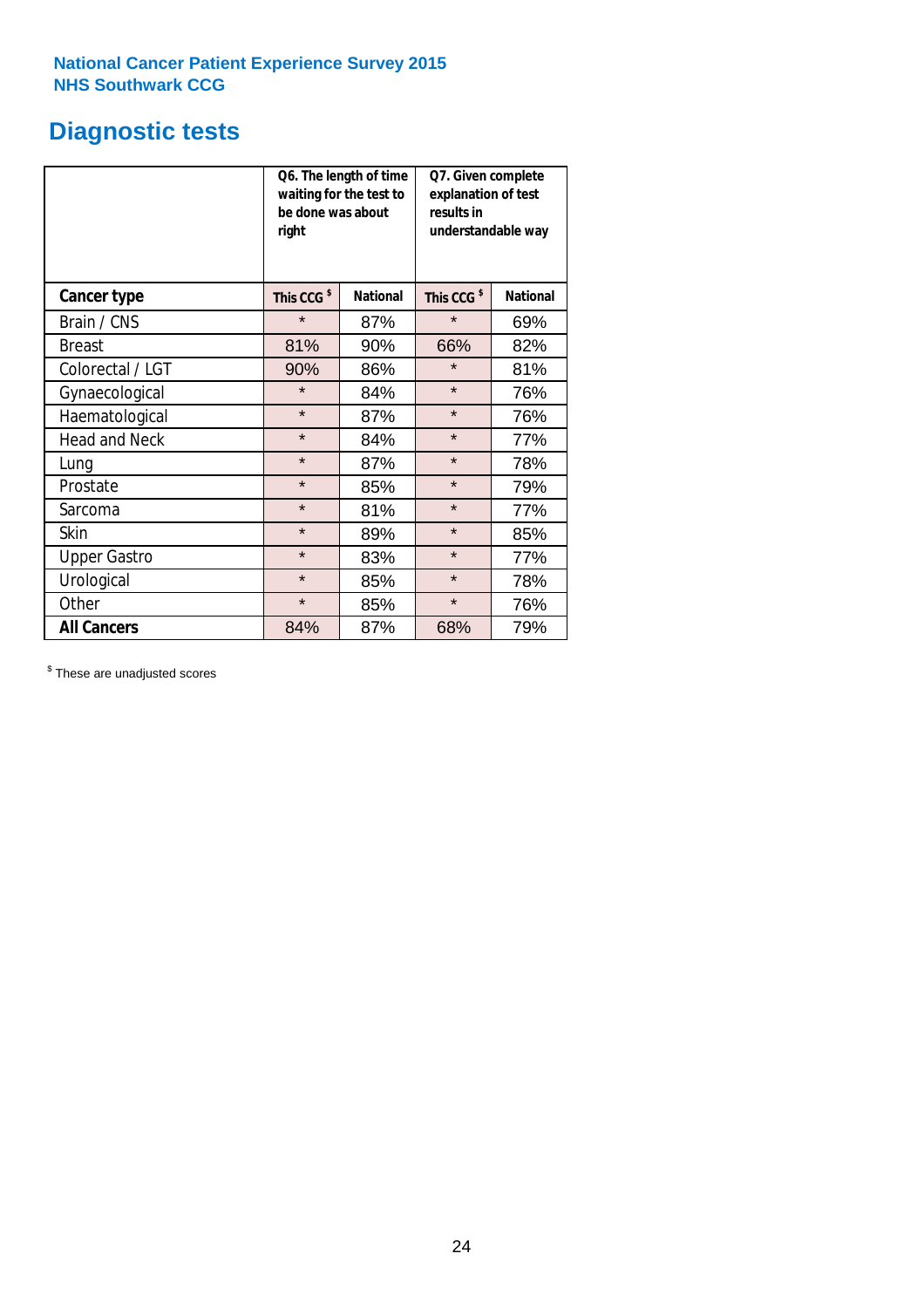**National Cancer Patient Experience Survey 2015**
**NHS Southwark CCG**

# Diagnostic tests

| | Q6. The length of time waiting for the test to be done was about right | | Q7. Given complete explanation of test results in understandable way | |
|---|---|---|---|---|
| **Cancer type** | **This CCG $** | **National** | **This CCG $** | **National** |
| Brain / CNS | * | 87% | * | 69% |
| Breast | 81% | 90% | 66% | 82% |
| Colorectal / LGT | 90% | 86% | * | 81% |
| Gynaecological | * | 84% | * | 76% |
| Haematological | * | 87% | * | 76% |
| Head and Neck | * | 84% | * | 77% |
| Lung | * | 87% | * | 78% |
| Prostate | * | 85% | * | 79% |
| Sarcoma | * | 81% | * | 77% |
| Skin | * | 89% | * | 85% |
| Upper Gastro | * | 83% | * | 77% |
| Urological | * | 85% | * | 78% |
| Other | * | 85% | * | 76% |
| **All Cancers** | 84% | 87% | 68% | 79% |

$ These are unadjusted scores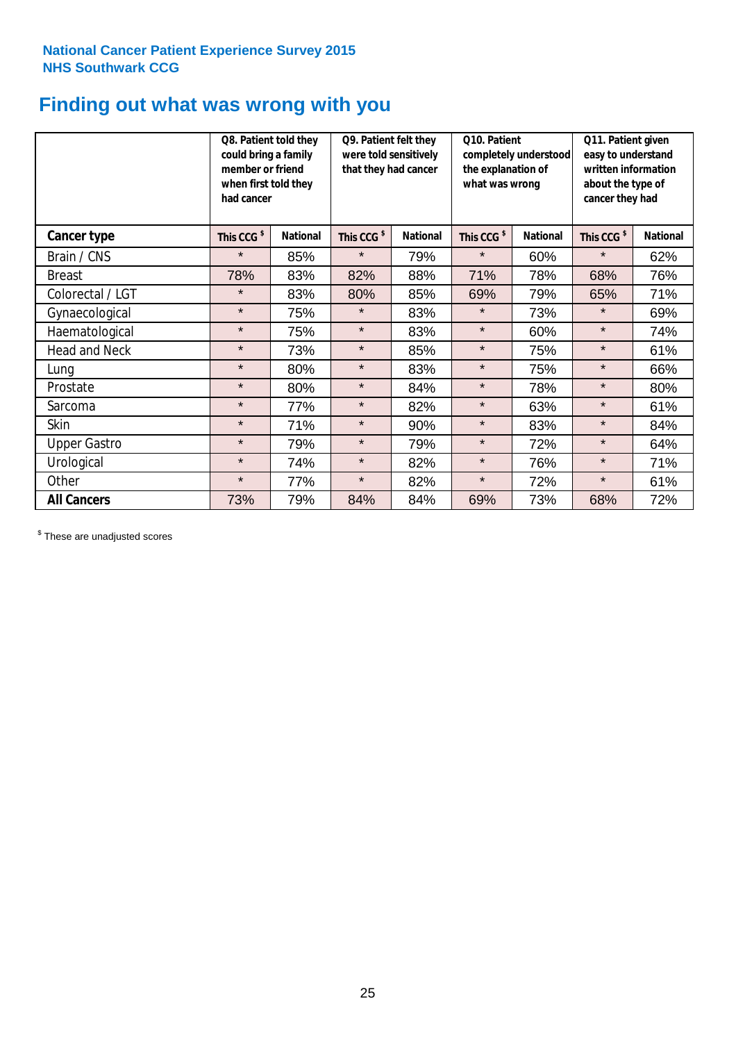National Cancer Patient Experience Survey 2015
NHS Southwark CCG

# Finding out what was wrong with you

| | Q8. Patient told they could bring a family member or friend when first told they had cancer | | Q9. Patient felt they were told sensitively that they had cancer | | Q10. Patient completely understood the explanation of what was wrong | | Q11. Patient given easy to understand written information about the type of cancer they had | |
|---|---|---|---|---|---|---|---|---|
| **Cancer type** | This CCG $ | National | This CCG $ | National | This CCG $ | National | This CCG $ | National |
| Brain / CNS | * | 85% | * | 79% | * | 60% | * | 62% |
| Breast | 78% | 83% | 82% | 88% | 71% | 78% | 68% | 76% |
| Colorectal / LGT | * | 83% | 80% | 85% | 69% | 79% | 65% | 71% |
| Gynaecological | * | 75% | * | 83% | * | 73% | * | 69% |
| Haematological | * | 75% | * | 83% | * | 60% | * | 74% |
| Head and Neck | * | 73% | * | 85% | * | 75% | * | 61% |
| Lung | * | 80% | * | 83% | * | 75% | * | 66% |
| Prostate | * | 80% | * | 84% | * | 78% | * | 80% |
| Sarcoma | * | 77% | * | 82% | * | 63% | * | 61% |
| Skin | * | 71% | * | 90% | * | 83% | * | 84% |
| Upper Gastro | * | 79% | * | 79% | * | 72% | * | 64% |
| Urological | * | 74% | * | 82% | * | 76% | * | 71% |
| Other | * | 77% | * | 82% | * | 72% | * | 61% |
| **All Cancers** | 73% | 79% | 84% | 84% | 69% | 73% | 68% | 72% |

$ These are unadjusted scores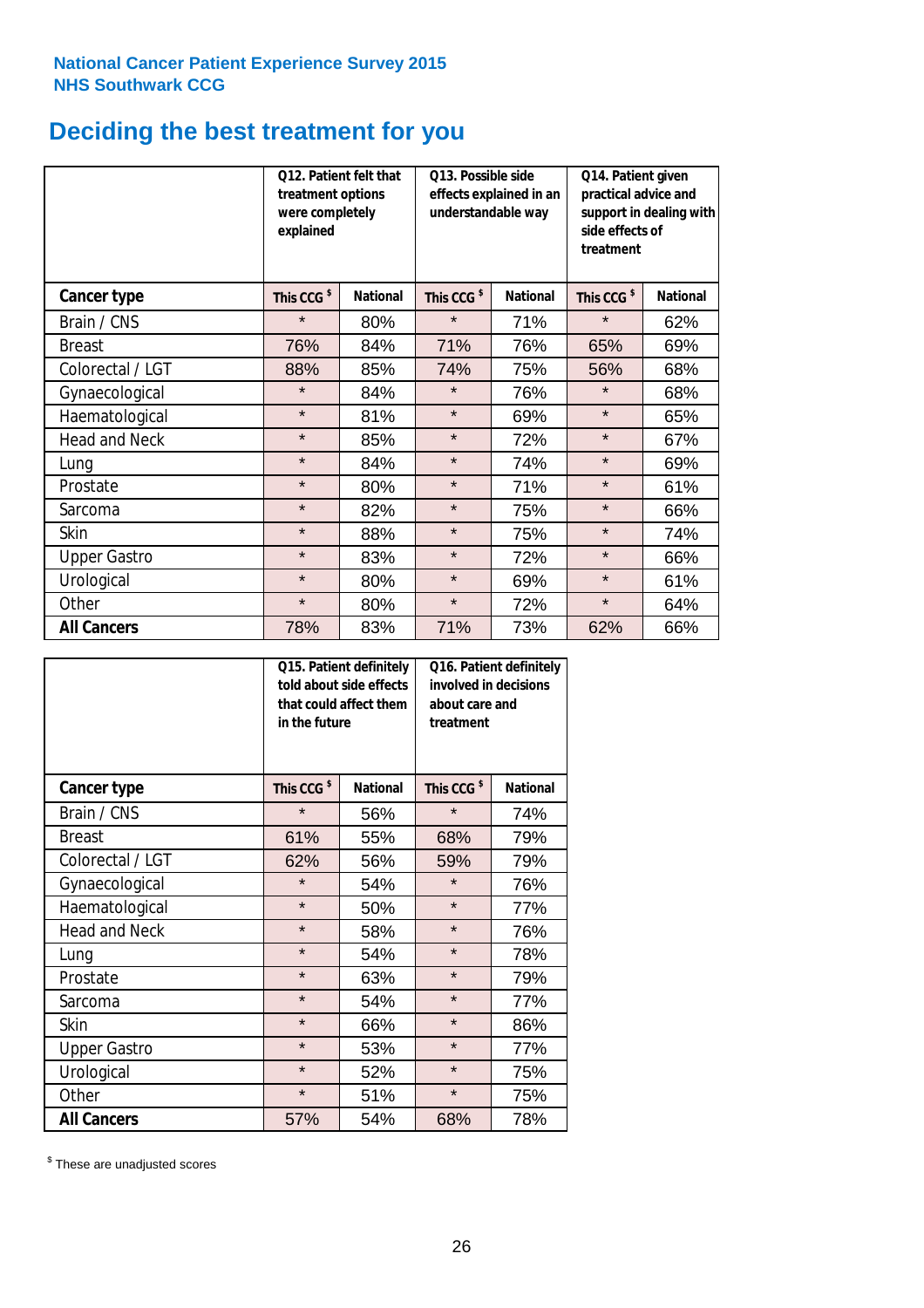National Cancer Patient Experience Survey 2015
NHS Southwark CCG

# Deciding the best treatment for you

| | Q12. Patient felt that treatment options were completely explained | | Q13. Possible side effects explained in an understandable way | | Q14. Patient given practical advice and support in dealing with side effects of treatment | |
|---|---|---|---|---|---|---|
| **Cancer type** | This CCG $ | National | This CCG $ | National | This CCG $ | National |
| Brain / CNS | * | 80% | * | 71% | * | 62% |
| Breast | 76% | 84% | 71% | 76% | 65% | 69% |
| Colorectal / LGT | 88% | 85% | 74% | 75% | 56% | 68% |
| Gynaecological | * | 84% | * | 76% | * | 68% |
| Haematological | * | 81% | * | 69% | * | 65% |
| Head and Neck | * | 85% | * | 72% | * | 67% |
| Lung | * | 84% | * | 74% | * | 69% |
| Prostate | * | 80% | * | 71% | * | 61% |
| Sarcoma | * | 82% | * | 75% | * | 66% |
| Skin | * | 88% | * | 75% | * | 74% |
| Upper Gastro | * | 83% | * | 72% | * | 66% |
| Urological | * | 80% | * | 69% | * | 61% |
| Other | * | 80% | * | 72% | * | 64% |
| **All Cancers** | 78% | 83% | 71% | 73% | 62% | 66% |

| | Q15. Patient definitely told about side effects that could affect them in the future | | Q16. Patient definitely involved in decisions about care and treatment | |
|---|---|---|---|---|
| **Cancer type** | This CCG $ | National | This CCG $ | National |
| Brain / CNS | * | 56% | * | 74% |
| Breast | 61% | 55% | 68% | 79% |
| Colorectal / LGT | 62% | 56% | 59% | 79% |
| Gynaecological | * | 54% | * | 76% |
| Haematological | * | 50% | * | 77% |
| Head and Neck | * | 58% | * | 76% |
| Lung | * | 54% | * | 78% |
| Prostate | * | 63% | * | 79% |
| Sarcoma | * | 54% | * | 77% |
| Skin | * | 66% | * | 86% |
| Upper Gastro | * | 53% | * | 77% |
| Urological | * | 52% | * | 75% |
| Other | * | 51% | * | 75% |
| **All Cancers** | 57% | 54% | 68% | 78% |

$ These are unadjusted scores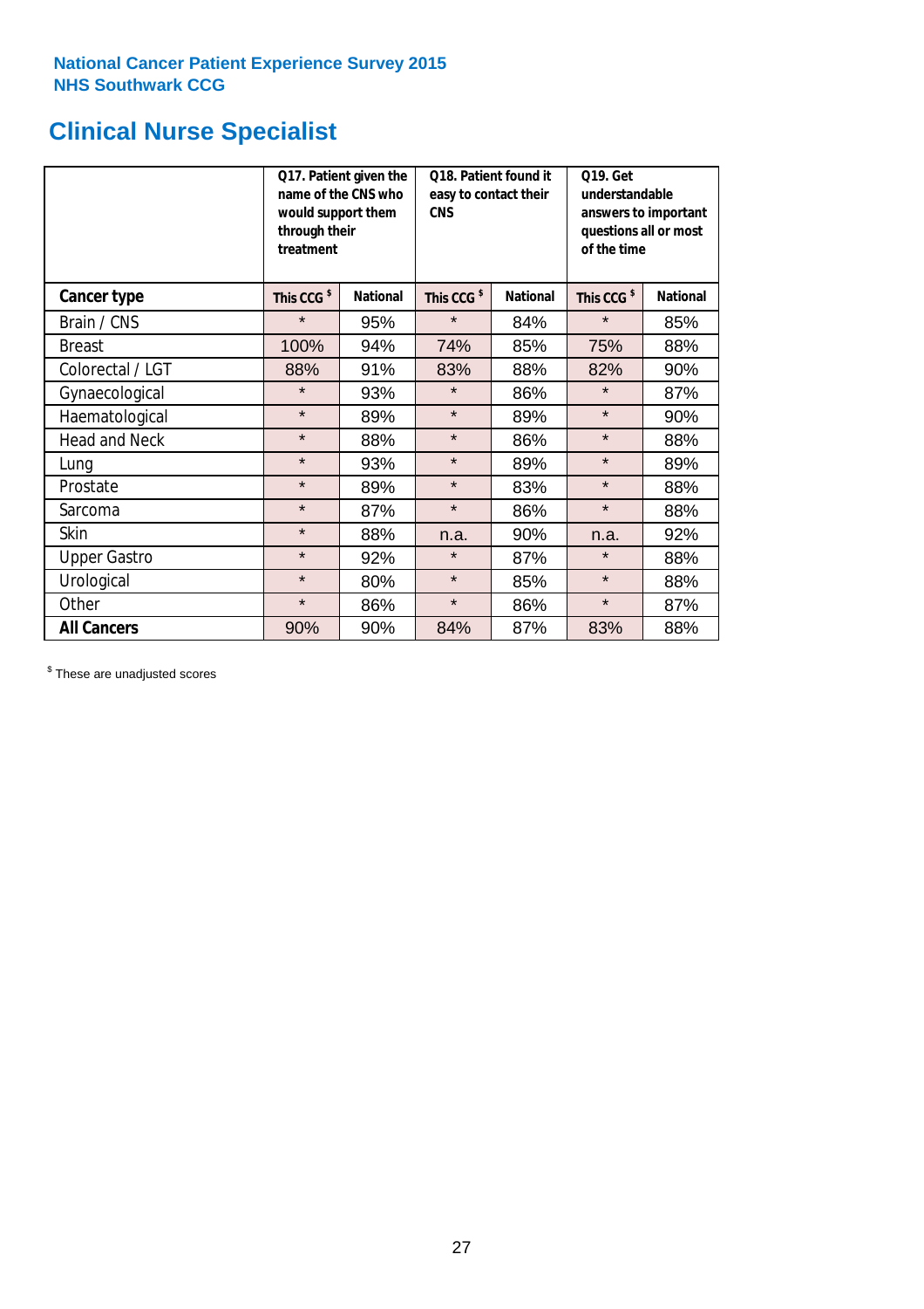National Cancer Patient Experience Survey 2015
NHS Southwark CCG

# Clinical Nurse Specialist

| | Q17. Patient given the name of the CNS who would support them through their treatment | | Q18. Patient found it easy to contact their CNS | | Q19. Get understandable answers to important questions all or most of the time | |
|---|---|---|---|---|---|---|
| **Cancer type** | **This CCG [$]** | **National** | **This CCG [$]** | **National** | **This CCG [$]** | **National** |
| Brain / CNS | * | 95% | * | 84% | * | 85% |
| Breast | 100% | 94% | 74% | 85% | 75% | 88% |
| Colorectal / LGT | 88% | 91% | 83% | 88% | 82% | 90% |
| Gynaecological | * | 93% | * | 86% | * | 87% |
| Haematological | * | 89% | * | 89% | * | 90% |
| Head and Neck | * | 88% | * | 86% | * | 88% |
| Lung | * | 93% | * | 89% | * | 89% |
| Prostate | * | 89% | * | 83% | * | 88% |
| Sarcoma | * | 87% | * | 86% | * | 88% |
| Skin | * | 88% | n.a. | 90% | n.a. | 92% |
| Upper Gastro | * | 92% | * | 87% | * | 88% |
| Urological | * | 80% | * | 85% | * | 88% |
| Other | * | 86% | * | 86% | * | 87% |
| **All Cancers** | 90% | 90% | 84% | 87% | 83% | 88% |

[$] These are unadjusted scores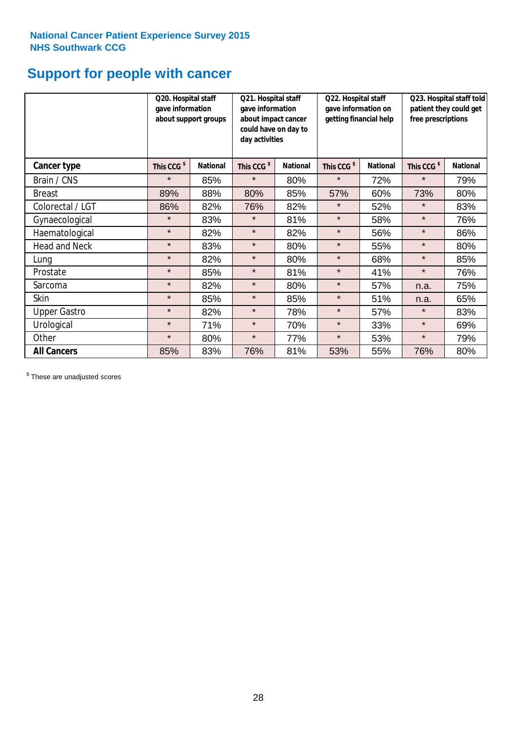**National Cancer Patient Experience Survey 2015**
**NHS Southwark CCG**

# Support for people with cancer

| | Q20. Hospital staff gave information about support groups | | Q21. Hospital staff gave information about impact cancer could have on day to day activities | | Q22. Hospital staff gave information on getting financial help | | Q23. Hospital staff told patient they could get free prescriptions | |
|---|---|---|---|---|---|---|---|---|
| **Cancer type** | **This CCG $** | **National** | **This CCG $** | **National** | **This CCG $** | **National** | **This CCG $** | **National** |
| Brain / CNS | * | 85% | * | 80% | * | 72% | * | 79% |
| Breast | 89% | 88% | 80% | 85% | 57% | 60% | 73% | 80% |
| Colorectal / LGT | 86% | 82% | 76% | 82% | * | 52% | * | 83% |
| Gynaecological | * | 83% | * | 81% | * | 58% | * | 76% |
| Haematological | * | 82% | * | 82% | * | 56% | * | 86% |
| Head and Neck | * | 83% | * | 80% | * | 55% | * | 80% |
| Lung | * | 82% | * | 80% | * | 68% | * | 85% |
| Prostate | * | 85% | * | 81% | * | 41% | * | 76% |
| Sarcoma | * | 82% | * | 80% | * | 57% | n.a. | 75% |
| Skin | * | 85% | * | 85% | * | 51% | n.a. | 65% |
| Upper Gastro | * | 82% | * | 78% | * | 57% | * | 83% |
| Urological | * | 71% | * | 70% | * | 33% | * | 69% |
| Other | * | 80% | * | 77% | * | 53% | * | 79% |
| **All Cancers** | 85% | 83% | 76% | 81% | 53% | 55% | 76% | 80% |

$ These are unadjusted scores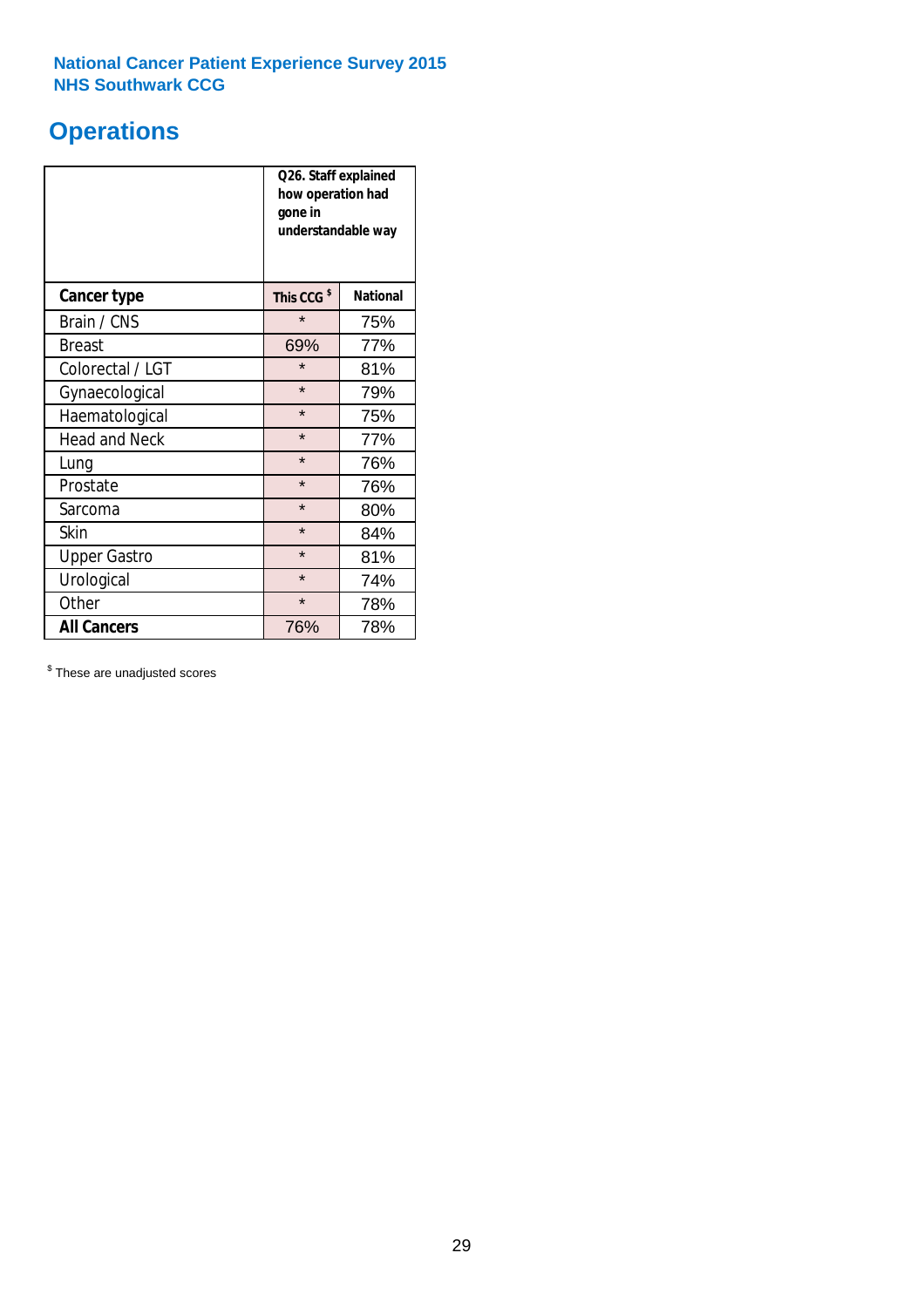National Cancer Patient Experience Survey 2015
NHS Southwark CCG

# Operations

| | Q26. Staff explained how operation had gone in understandable way | |
|---|---|---|
| **Cancer type** | **This CCG $** | **National** |
| Brain / CNS | * | 75% |
| Breast | 69% | 77% |
| Colorectal / LGT | * | 81% |
| Gynaecological | * | 79% |
| Haematological | * | 75% |
| Head and Neck | * | 77% |
| Lung | * | 76% |
| Prostate | * | 76% |
| Sarcoma | * | 80% |
| Skin | * | 84% |
| Upper Gastro | * | 81% |
| Urological | * | 74% |
| Other | * | 78% |
| **All Cancers** | 76% | 78% |

$ These are unadjusted scores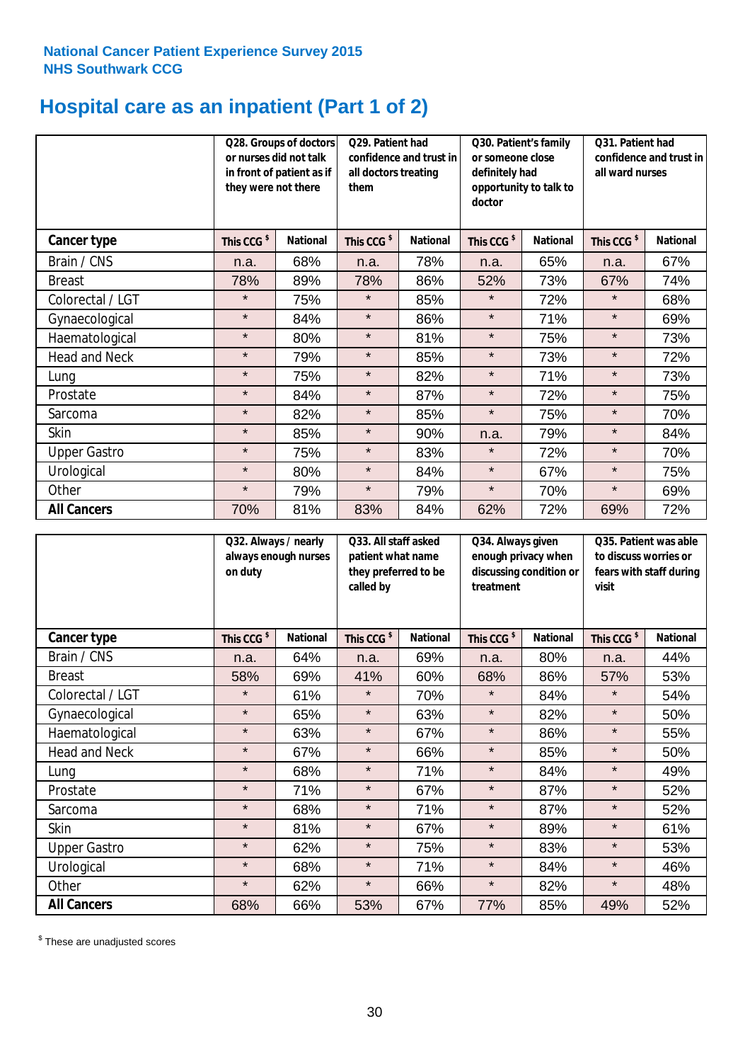National Cancer Patient Experience Survey 2015
NHS Southwark CCG

# Hospital care as an inpatient (Part 1 of 2)

| | Q28. Groups of doctors or nurses did not talk in front of patient as if they were not there | | Q29. Patient had confidence and trust in all doctors treating them | | Q30. Patient's family or someone close definitely had opportunity to talk to doctor | | Q31. Patient had confidence and trust in all ward nurses | |
|---|---|---|---|---|---|---|---|---|
| **Cancer type** | This CCG $ | National | This CCG $ | National | This CCG $ | National | This CCG $ | National |
| Brain / CNS | n.a. | 68% | n.a. | 78% | n.a. | 65% | n.a. | 67% |
| Breast | 78% | 89% | 78% | 86% | 52% | 73% | 67% | 74% |
| Colorectal / LGT | * | 75% | * | 85% | * | 72% | * | 68% |
| Gynaecological | * | 84% | * | 86% | * | 71% | * | 69% |
| Haematological | * | 80% | * | 81% | * | 75% | * | 73% |
| Head and Neck | * | 79% | * | 85% | * | 73% | * | 72% |
| Lung | * | 75% | * | 82% | * | 71% | * | 73% |
| Prostate | * | 84% | * | 87% | * | 72% | * | 75% |
| Sarcoma | * | 82% | * | 85% | * | 75% | * | 70% |
| Skin | * | 85% | * | 90% | n.a. | 79% | * | 84% |
| Upper Gastro | * | 75% | * | 83% | * | 72% | * | 70% |
| Urological | * | 80% | * | 84% | * | 67% | * | 75% |
| Other | * | 79% | * | 79% | * | 70% | * | 69% |
| **All Cancers** | 70% | 81% | 83% | 84% | 62% | 72% | 69% | 72% |

| | Q32. Always / nearly always enough nurses on duty | | Q33. All staff asked patient what name they preferred to be called by | | Q34. Always given enough privacy when discussing condition or treatment | | Q35. Patient was able to discuss worries or fears with staff during visit | |
|---|---|---|---|---|---|---|---|---|
| **Cancer type** | This CCG $ | National | This CCG $ | National | This CCG $ | National | This CCG $ | National |
| Brain / CNS | n.a. | 64% | n.a. | 69% | n.a. | 80% | n.a. | 44% |
| Breast | 58% | 69% | 41% | 60% | 68% | 86% | 57% | 53% |
| Colorectal / LGT | * | 61% | * | 70% | * | 84% | * | 54% |
| Gynaecological | * | 65% | * | 63% | * | 82% | * | 50% |
| Haematological | * | 63% | * | 67% | * | 86% | * | 55% |
| Head and Neck | * | 67% | * | 66% | * | 85% | * | 50% |
| Lung | * | 68% | * | 71% | * | 84% | * | 49% |
| Prostate | * | 71% | * | 67% | * | 87% | * | 52% |
| Sarcoma | * | 68% | * | 71% | * | 87% | * | 52% |
| Skin | * | 81% | * | 67% | * | 89% | * | 61% |
| Upper Gastro | * | 62% | * | 75% | * | 83% | * | 53% |
| Urological | * | 68% | * | 71% | * | 84% | * | 46% |
| Other | * | 62% | * | 66% | * | 82% | * | 48% |
| **All Cancers** | 68% | 66% | 53% | 67% | 77% | 85% | 49% | 52% |

$ These are unadjusted scores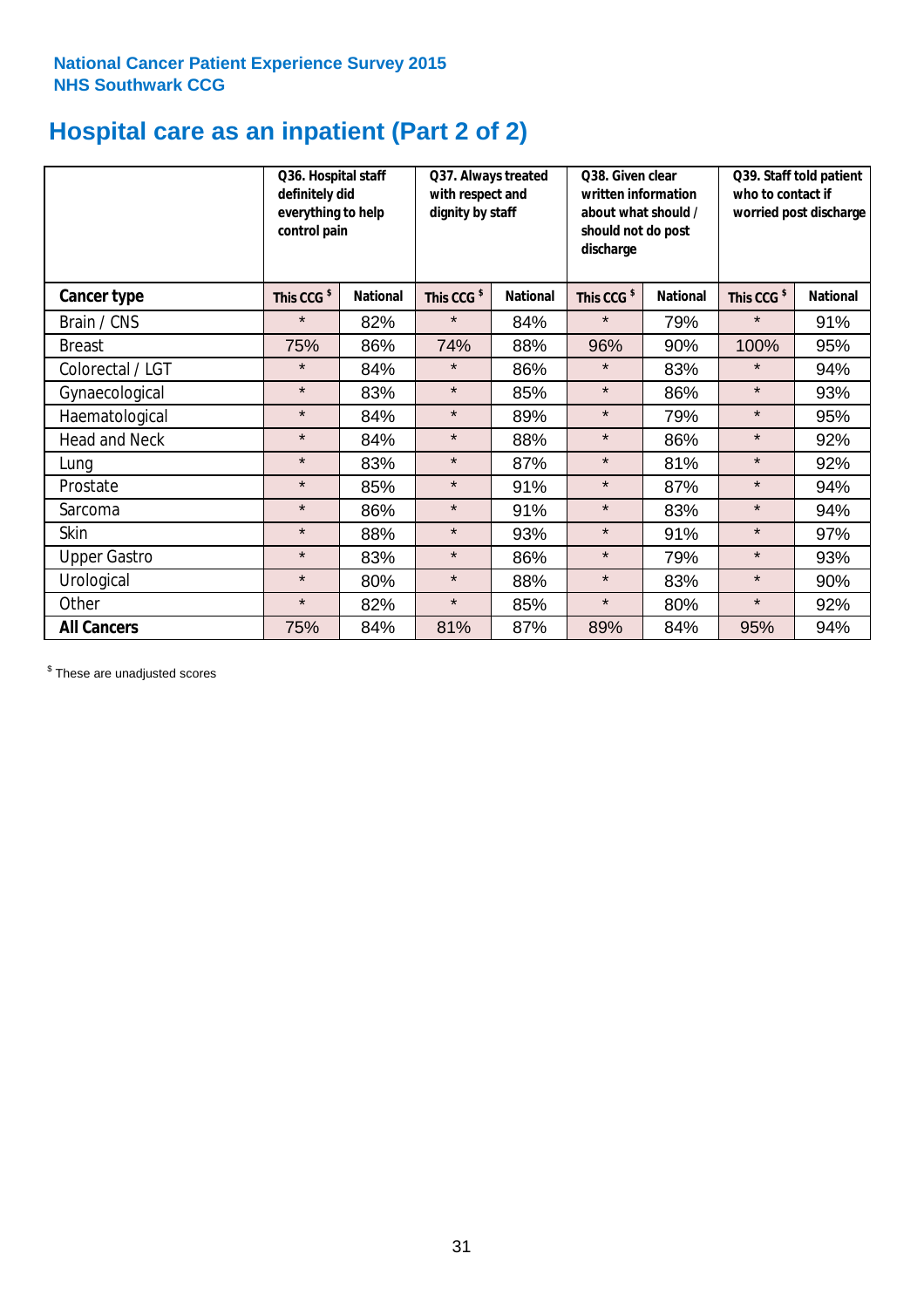**National Cancer Patient Experience Survey 2015**
**NHS Southwark CCG**

# Hospital care as an inpatient (Part 2 of 2)

| | Q36. Hospital staff definitely did everything to help control pain | | Q37. Always treated with respect and dignity by staff | | Q38. Given clear written information about what should / should not do post discharge | | Q39. Staff told patient who to contact if worried post discharge | |
|---|---|---|---|---|---|---|---|---|
| **Cancer type** | This CCG $ | National | This CCG $ | National | This CCG $ | National | This CCG $ | National |
| Brain / CNS | * | 82% | * | 84% | * | 79% | * | 91% |
| Breast | 75% | 86% | 74% | 88% | 96% | 90% | 100% | 95% |
| Colorectal / LGT | * | 84% | * | 86% | * | 83% | * | 94% |
| Gynaecological | * | 83% | * | 85% | * | 86% | * | 93% |
| Haematological | * | 84% | * | 89% | * | 79% | * | 95% |
| Head and Neck | * | 84% | * | 88% | * | 86% | * | 92% |
| Lung | * | 83% | * | 87% | * | 81% | * | 92% |
| Prostate | * | 85% | * | 91% | * | 87% | * | 94% |
| Sarcoma | * | 86% | * | 91% | * | 83% | * | 94% |
| Skin | * | 88% | * | 93% | * | 91% | * | 97% |
| Upper Gastro | * | 83% | * | 86% | * | 79% | * | 93% |
| Urological | * | 80% | * | 88% | * | 83% | * | 90% |
| Other | * | 82% | * | 85% | * | 80% | * | 92% |
| **All Cancers** | 75% | 84% | 81% | 87% | 89% | 84% | 95% | 94% |

$ These are unadjusted scores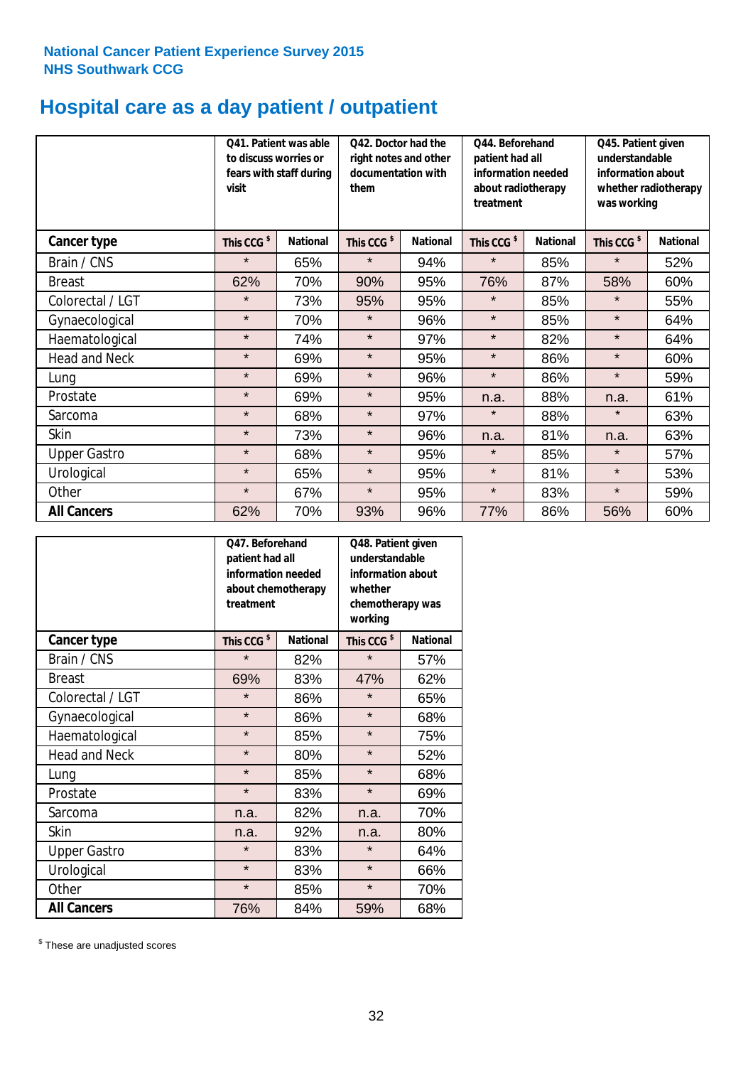National Cancer Patient Experience Survey 2015
NHS Southwark CCG

# Hospital care as a day patient / outpatient

| | Q41. Patient was able to discuss worries or fears with staff during visit | | Q42. Doctor had the right notes and other documentation with them | | Q44. Beforehand patient had all information needed about radiotherapy treatment | | Q45. Patient given understandable information about whether radiotherapy was working | |
|---|---|---|---|---|---|---|---|---|
| **Cancer type** | **This CCG [$]** | **National** | **This CCG [$]** | **National** | **This CCG [$]** | **National** | **This CCG [$]** | **National** |
| Brain / CNS | * | 65% | * | 94% | * | 85% | * | 52% |
| Breast | 62% | 70% | 90% | 95% | 76% | 87% | 58% | 60% |
| Colorectal / LGT | * | 73% | 95% | 95% | * | 85% | * | 55% |
| Gynaecological | * | 70% | * | 96% | * | 85% | * | 64% |
| Haematological | * | 74% | * | 97% | * | 82% | * | 64% |
| Head and Neck | * | 69% | * | 95% | * | 86% | * | 60% |
| Lung | * | 69% | * | 96% | * | 86% | * | 59% |
| Prostate | * | 69% | * | 95% | n.a. | 88% | n.a. | 61% |
| Sarcoma | * | 68% | * | 97% | * | 88% | * | 63% |
| Skin | * | 73% | * | 96% | n.a. | 81% | n.a. | 63% |
| Upper Gastro | * | 68% | * | 95% | * | 85% | * | 57% |
| Urological | * | 65% | * | 95% | * | 81% | * | 53% |
| Other | * | 67% | * | 95% | * | 83% | * | 59% |
| **All Cancers** | 62% | 70% | 93% | 96% | 77% | 86% | 56% | 60% |

| | Q47. Beforehand patient had all information needed about chemotherapy treatment | | Q48. Patient given understandable information about whether chemotherapy was working | |
|---|---|---|---|---|
| **Cancer type** | **This CCG [$]** | **National** | **This CCG [$]** | **National** |
| Brain / CNS | * | 82% | * | 57% |
| Breast | 69% | 83% | 47% | 62% |
| Colorectal / LGT | * | 86% | * | 65% |
| Gynaecological | * | 86% | * | 68% |
| Haematological | * | 85% | * | 75% |
| Head and Neck | * | 80% | * | 52% |
| Lung | * | 85% | * | 68% |
| Prostate | * | 83% | * | 69% |
| Sarcoma | n.a. | 82% | n.a. | 70% |
| Skin | n.a. | 92% | n.a. | 80% |
| Upper Gastro | * | 83% | * | 64% |
| Urological | * | 83% | * | 66% |
| Other | * | 85% | * | 70% |
| **All Cancers** | 76% | 84% | 59% | 68% |

[$] These are unadjusted scores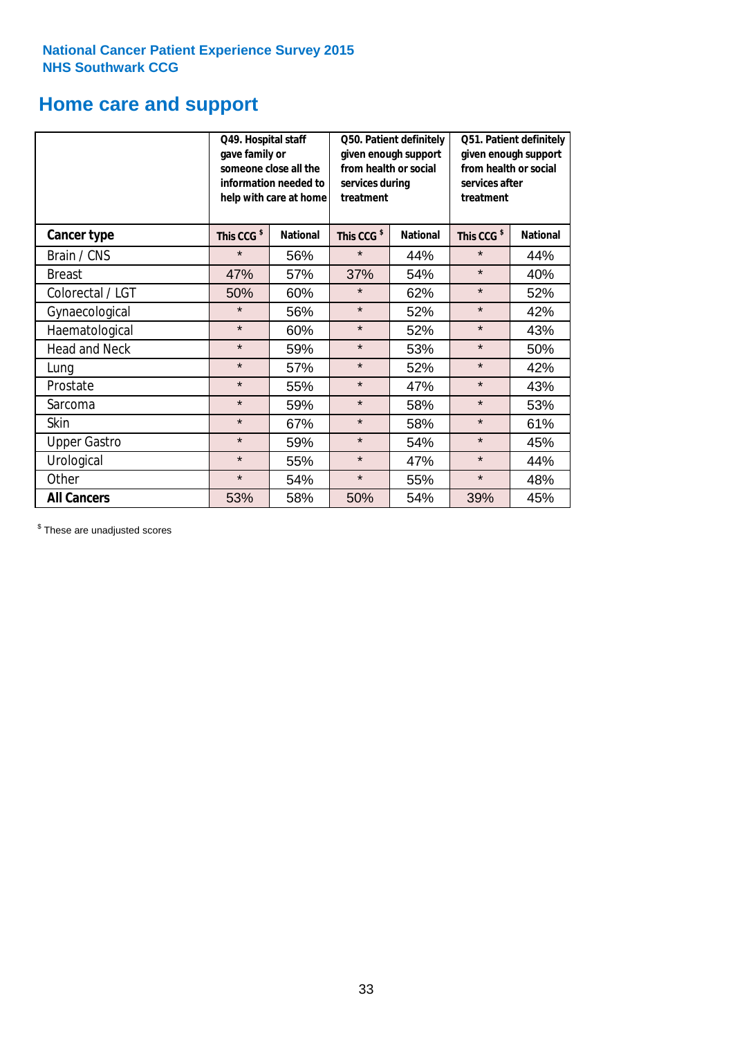National Cancer Patient Experience Survey 2015
NHS Southwark CCG

# Home care and support

| | Q49. Hospital staff gave family or someone close all the information needed to help with care at home | | Q50. Patient definitely given enough support from health or social services during treatment | | Q51. Patient definitely given enough support from health or social services after treatment | |
|---|---|---|---|---|---|---|
| **Cancer type** | This CCG $ | National | This CCG $ | National | This CCG $ | National |
| Brain / CNS | * | 56% | * | 44% | * | 44% |
| Breast | 47% | 57% | 37% | 54% | * | 40% |
| Colorectal / LGT | 50% | 60% | * | 62% | * | 52% |
| Gynaecological | * | 56% | * | 52% | * | 42% |
| Haematological | * | 60% | * | 52% | * | 43% |
| Head and Neck | * | 59% | * | 53% | * | 50% |
| Lung | * | 57% | * | 52% | * | 42% |
| Prostate | * | 55% | * | 47% | * | 43% |
| Sarcoma | * | 59% | * | 58% | * | 53% |
| Skin | * | 67% | * | 58% | * | 61% |
| Upper Gastro | * | 59% | * | 54% | * | 45% |
| Urological | * | 55% | * | 47% | * | 44% |
| Other | * | 54% | * | 55% | * | 48% |
| **All Cancers** | 53% | 58% | 50% | 54% | 39% | 45% |

$ These are unadjusted scores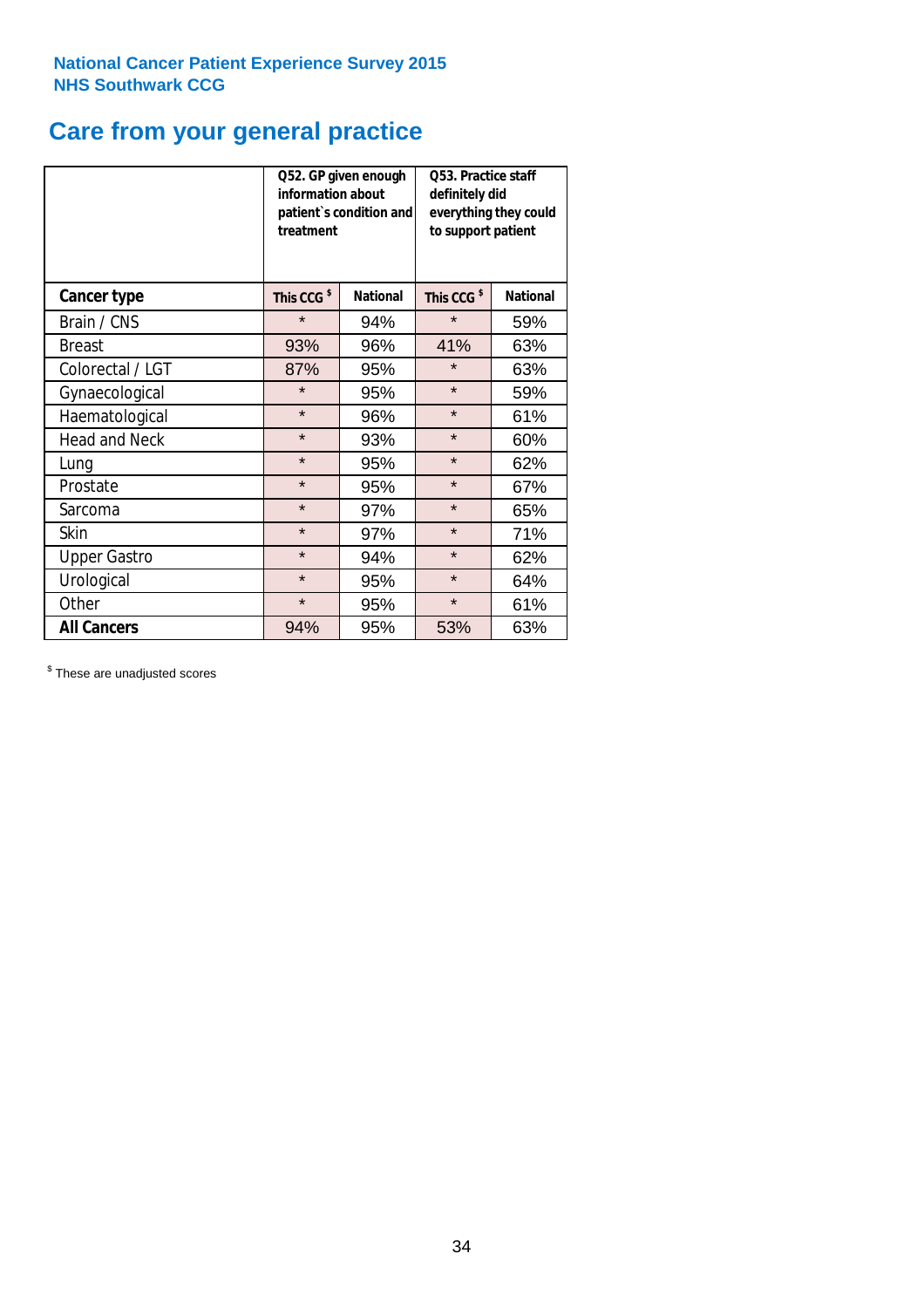National Cancer Patient Experience Survey 2015
NHS Southwark CCG

# Care from your general practice

| | Q52. GP given enough information about patient`s condition and treatment | | Q53. Practice staff definitely did everything they could to support patient | |
|---|---|---|---|---|
| **Cancer type** | **This CCG $** | **National** | **This CCG $** | **National** |
| Brain / CNS | * | 94% | * | 59% |
| Breast | 93% | 96% | 41% | 63% |
| Colorectal / LGT | 87% | 95% | * | 63% |
| Gynaecological | * | 95% | * | 59% |
| Haematological | * | 96% | * | 61% |
| Head and Neck | * | 93% | * | 60% |
| Lung | * | 95% | * | 62% |
| Prostate | * | 95% | * | 67% |
| Sarcoma | * | 97% | * | 65% |
| Skin | * | 97% | * | 71% |
| Upper Gastro | * | 94% | * | 62% |
| Urological | * | 95% | * | 64% |
| Other | * | 95% | * | 61% |
| **All Cancers** | 94% | 95% | 53% | 63% |

$ These are unadjusted scores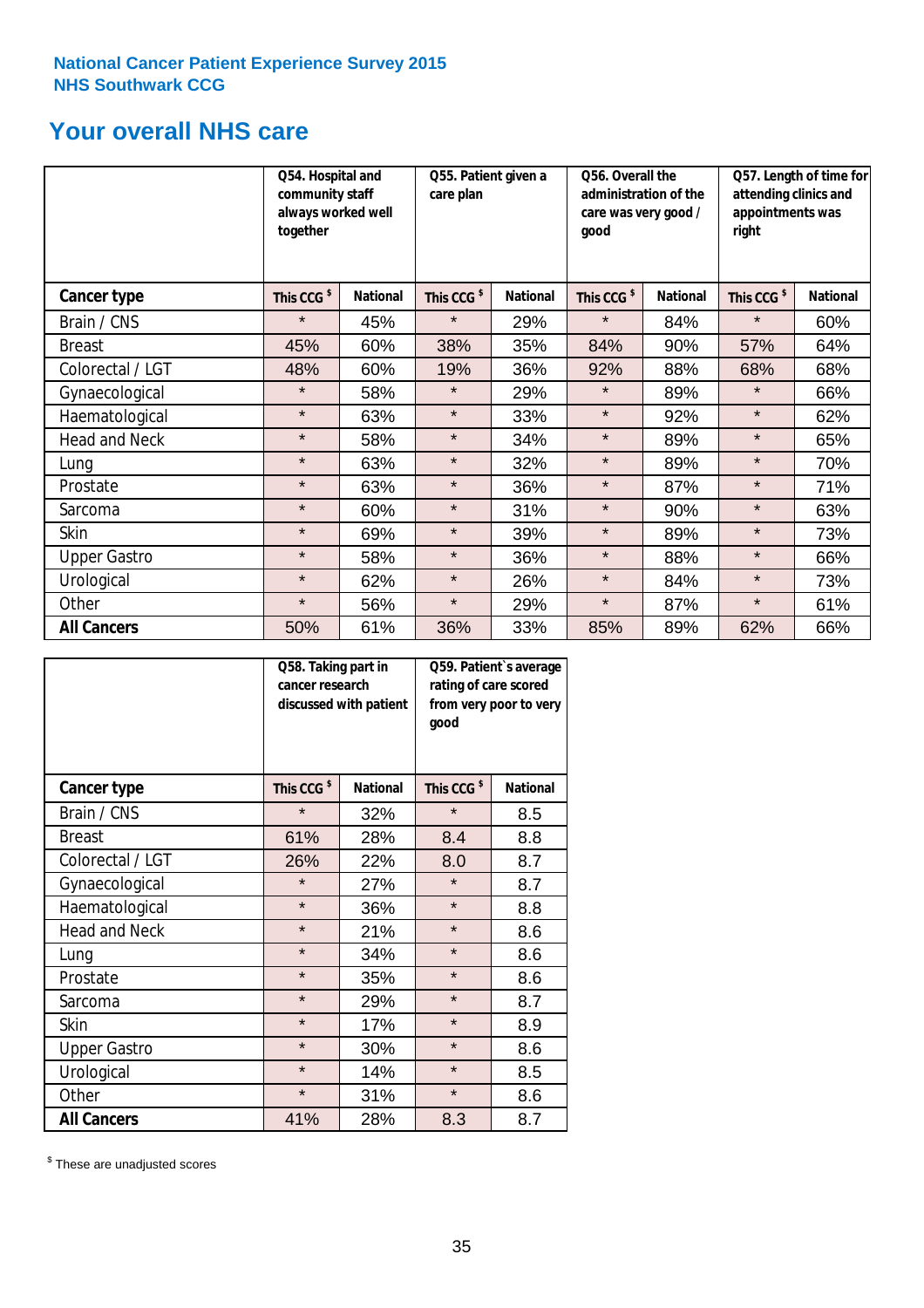National Cancer Patient Experience Survey 2015
NHS Southwark CCG

## Your overall NHS care

| | Q54. Hospital and community staff always worked well together | | Q55. Patient given a care plan | | Q56. Overall the administration of the care was very good / good | | Q57. Length of time for attending clinics and appointments was right | |
|---|---|---|---|---|---|---|---|---|
| **Cancer type** | **This CCG $** | **National** | **This CCG $** | **National** | **This CCG $** | **National** | **This CCG $** | **National** |
| Brain / CNS | * | 45% | * | 29% | * | 84% | * | 60% |
| Breast | 45% | 60% | 38% | 35% | 84% | 90% | 57% | 64% |
| Colorectal / LGT | 48% | 60% | 19% | 36% | 92% | 88% | 68% | 68% |
| Gynaecological | * | 58% | * | 29% | * | 89% | * | 66% |
| Haematological | * | 63% | * | 33% | * | 92% | * | 62% |
| Head and Neck | * | 58% | * | 34% | * | 89% | * | 65% |
| Lung | * | 63% | * | 32% | * | 89% | * | 70% |
| Prostate | * | 63% | * | 36% | * | 87% | * | 71% |
| Sarcoma | * | 60% | * | 31% | * | 90% | * | 63% |
| Skin | * | 69% | * | 39% | * | 89% | * | 73% |
| Upper Gastro | * | 58% | * | 36% | * | 88% | * | 66% |
| Urological | * | 62% | * | 26% | * | 84% | * | 73% |
| Other | * | 56% | * | 29% | * | 87% | * | 61% |
| **All Cancers** | 50% | 61% | 36% | 33% | 85% | 89% | 62% | 66% |

| | Q58. Taking part in cancer research discussed with patient | | Q59. Patient's average rating of care scored from very poor to very good | |
|---|---|---|---|---|
| **Cancer type** | **This CCG $** | **National** | **This CCG $** | **National** |
| Brain / CNS | * | 32% | * | 8.5 |
| Breast | 61% | 28% | 8.4 | 8.8 |
| Colorectal / LGT | 26% | 22% | 8.0 | 8.7 |
| Gynaecological | * | 27% | * | 8.7 |
| Haematological | * | 36% | * | 8.8 |
| Head and Neck | * | 21% | * | 8.6 |
| Lung | * | 34% | * | 8.6 |
| Prostate | * | 35% | * | 8.6 |
| Sarcoma | * | 29% | * | 8.7 |
| Skin | * | 17% | * | 8.9 |
| Upper Gastro | * | 30% | * | 8.6 |
| Urological | * | 14% | * | 8.5 |
| Other | * | 31% | * | 8.6 |
| **All Cancers** | 41% | 28% | 8.3 | 8.7 |

$ These are unadjusted scores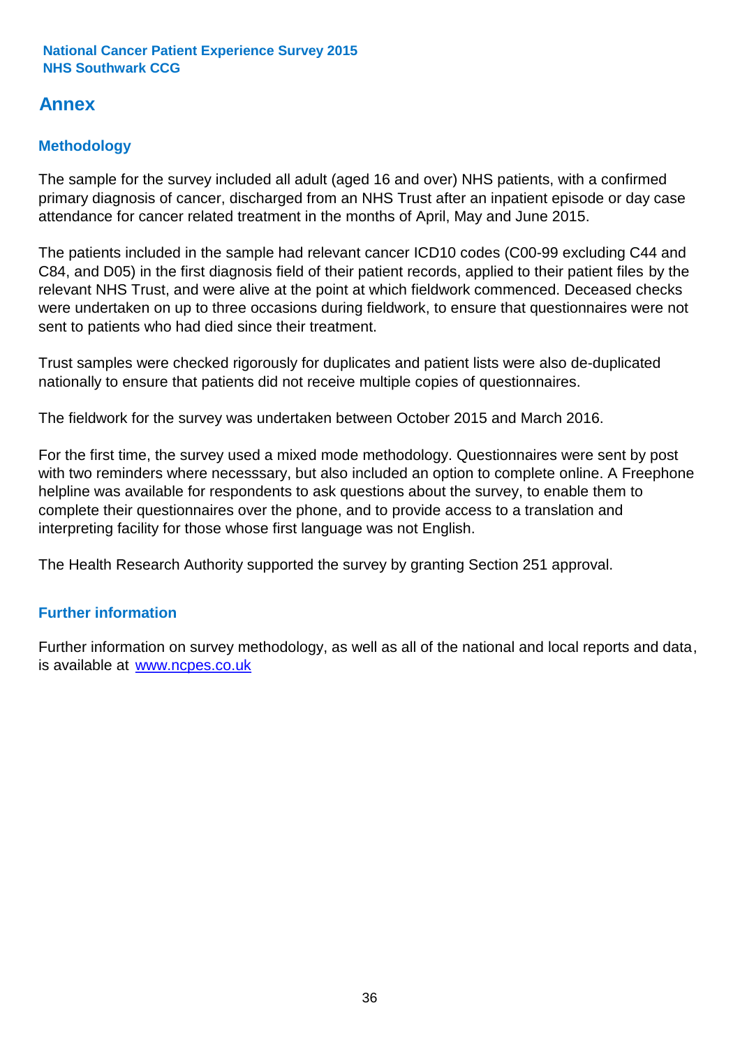National Cancer Patient Experience Survey 2015
NHS Southwark CCG

# Annex

## Methodology

The sample for the survey included all adult (aged 16 and over) NHS patients, with a confirmed primary diagnosis of cancer, discharged from an NHS Trust after an inpatient episode or day case attendance for cancer related treatment in the months of April, May and June 2015.

The patients included in the sample had relevant cancer ICD10 codes (C00-99 excluding C44 and C84, and D05) in the first diagnosis field of their patient records, applied to their patient files by the relevant NHS Trust, and were alive at the point at which fieldwork commenced. Deceased checks were undertaken on up to three occasions during fieldwork, to ensure that questionnaires were not sent to patients who had died since their treatment.

Trust samples were checked rigorously for duplicates and patient lists were also de-duplicated nationally to ensure that patients did not receive multiple copies of questionnaires.

The fieldwork for the survey was undertaken between October 2015 and March 2016.

For the first time, the survey used a mixed mode methodology. Questionnaires were sent by post with two reminders where necesssary, but also included an option to complete online. A Freephone helpline was available for respondents to ask questions about the survey, to enable them to complete their questionnaires over the phone, and to provide access to a translation and interpreting facility for those whose first language was not English.

The Health Research Authority supported the survey by granting Section 251 approval.

## Further information

Further information on survey methodology, as well as all of the national and local reports and data, is available at [www.ncpes.co.uk](http://www.ncpes.co.uk)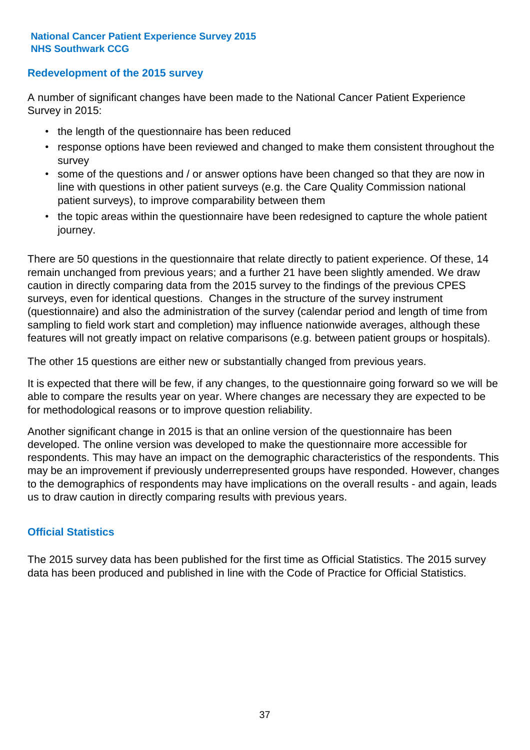## Redevelopment of the 2015 survey

A number of significant changes have been made to the National Cancer Patient Experience Survey in 2015:

- the length of the questionnaire has been reduced
- response options have been reviewed and changed to make them consistent throughout the survey
- some of the questions and / or answer options have been changed so that they are now in line with questions in other patient surveys (e.g. the Care Quality Commission national patient surveys), to improve comparability between them
- the topic areas within the questionnaire have been redesigned to capture the whole patient journey.

There are 50 questions in the questionnaire that relate directly to patient experience. Of these, 14 remain unchanged from previous years; and a further 21 have been slightly amended. We draw caution in directly comparing data from the 2015 survey to the findings of the previous CPES surveys, even for identical questions. Changes in the structure of the survey instrument (questionnaire) and also the administration of the survey (calendar period and length of time from sampling to field work start and completion) may influence nationwide averages, although these features will not greatly impact on relative comparisons (e.g. between patient groups or hospitals).

The other 15 questions are either new or substantially changed from previous years.

It is expected that there will be few, if any changes, to the questionnaire going forward so we will be able to compare the results year on year. Where changes are necessary they are expected to be for methodological reasons or to improve question reliability.

Another significant change in 2015 is that an online version of the questionnaire has been developed. The online version was developed to make the questionnaire more accessible for respondents. This may have an impact on the demographic characteristics of the respondents. This may be an improvement if previously underrepresented groups have responded. However, changes to the demographics of respondents may have implications on the overall results - and again, leads us to draw caution in directly comparing results with previous years.

## Official Statistics

The 2015 survey data has been published for the first time as Official Statistics. The 2015 survey data has been produced and published in line with the Code of Practice for Official Statistics.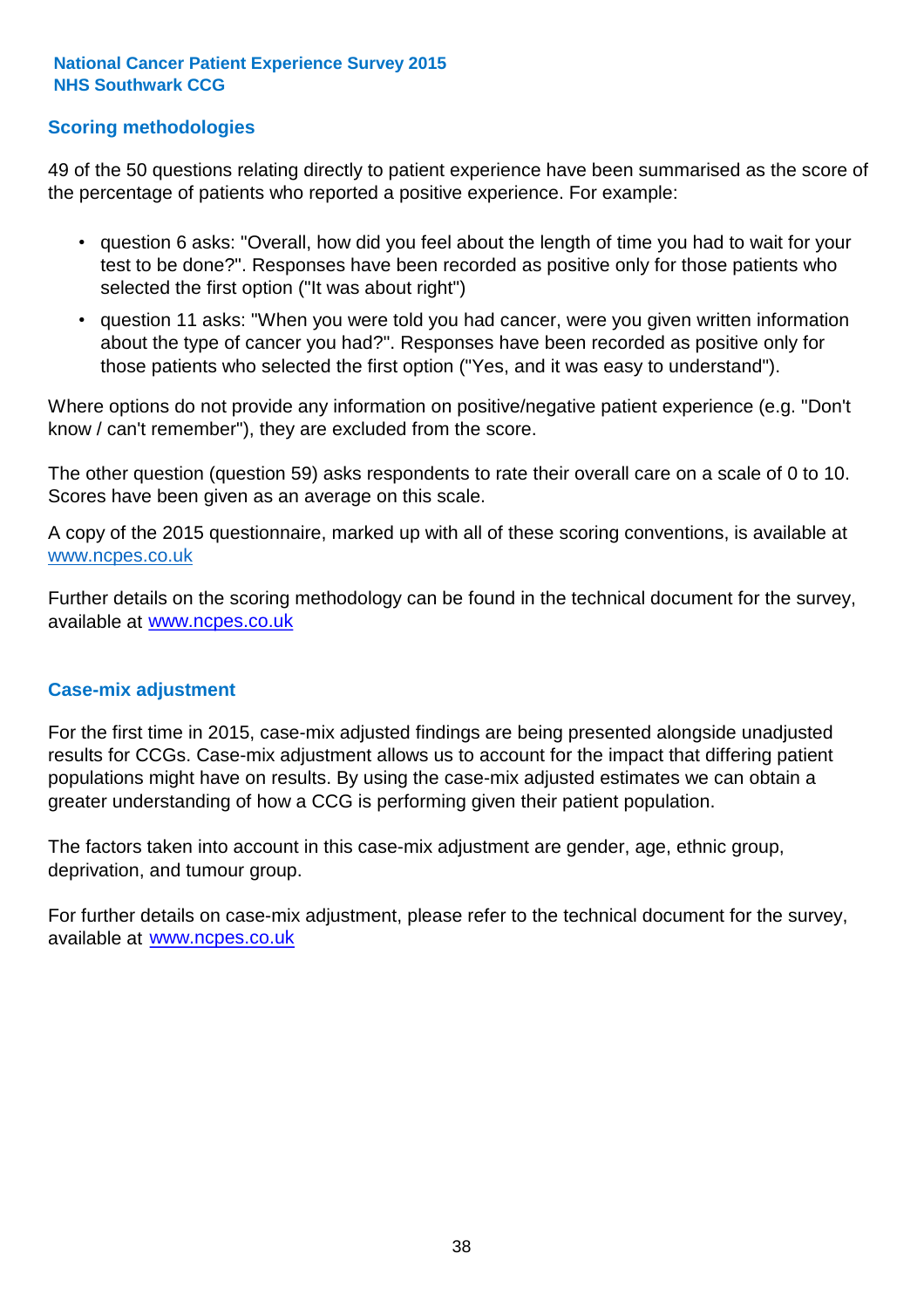## Scoring methodologies

49 of the 50 questions relating directly to patient experience have been summarised as the score of the percentage of patients who reported a positive experience. For example:

- question 6 asks: "Overall, how did you feel about the length of time you had to wait for your test to be done?". Responses have been recorded as positive only for those patients who selected the first option ("It was about right")
- question 11 asks: "When you were told you had cancer, were you given written information about the type of cancer you had?". Responses have been recorded as positive only for those patients who selected the first option ("Yes, and it was easy to understand").

Where options do not provide any information on positive/negative patient experience (e.g. "Don't know / can't remember"), they are excluded from the score.

The other question (question 59) asks respondents to rate their overall care on a scale of 0 to 10. Scores have been given as an average on this scale.

A copy of the 2015 questionnaire, marked up with all of these scoring conventions, is available at www.ncpes.co.uk

Further details on the scoring methodology can be found in the technical document for the survey, available at www.ncpes.co.uk

## Case-mix adjustment

For the first time in 2015, case-mix adjusted findings are being presented alongside unadjusted results for CCGs. Case-mix adjustment allows us to account for the impact that differing patient populations might have on results. By using the case-mix adjusted estimates we can obtain a greater understanding of how a CCG is performing given their patient population.

The factors taken into account in this case-mix adjustment are gender, age, ethnic group, deprivation, and tumour group.

For further details on case-mix adjustment, please refer to the technical document for the survey, available at www.ncpes.co.uk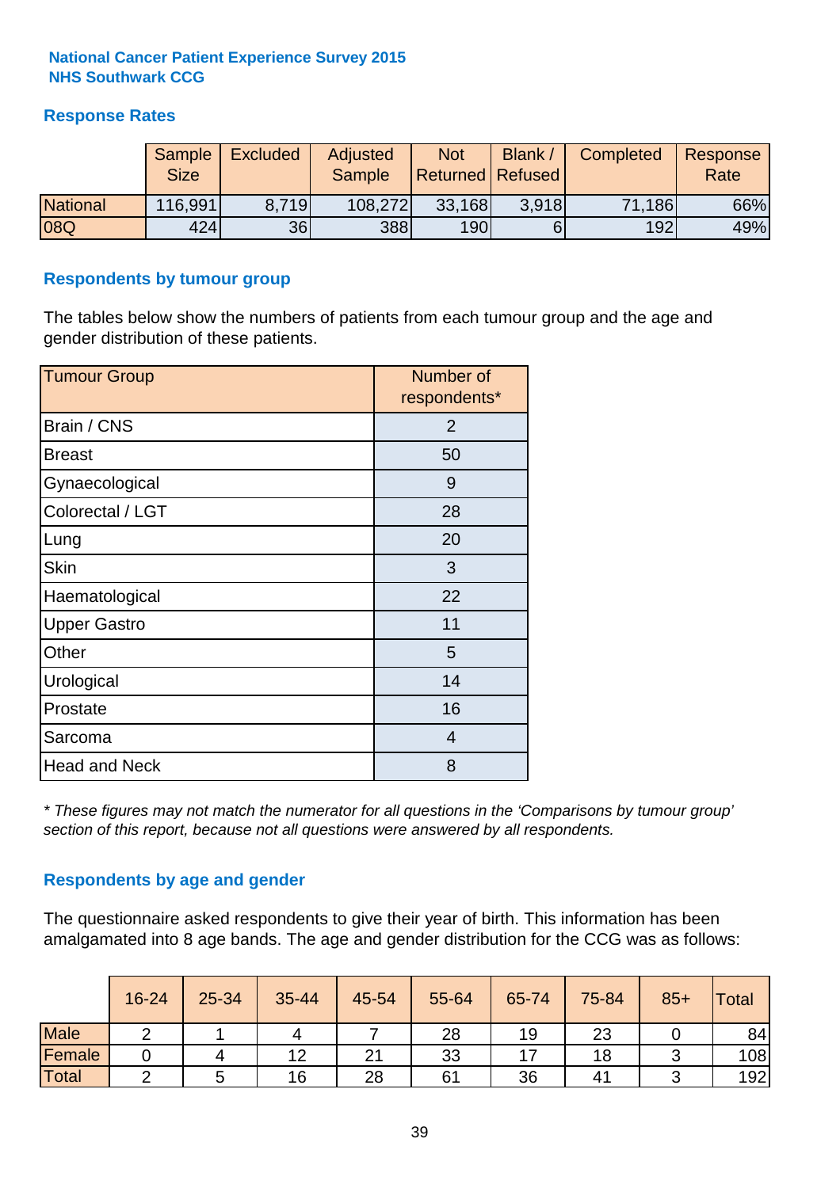**National Cancer Patient Experience Survey 2015**
**NHS Southwark CCG**

## Response Rates

| | Sample Size | Excluded | Adjusted Sample | Not Returned | Blank / Refused | Completed | Response Rate |
|---|---|---|---|---|---|---|---|
| National | 116,991 | 8,719 | 108,272 | 33,168 | 3,918 | 71,186 | 66% |
| 08Q | 424 | 36 | 388 | 190 | 6 | 192 | 49% |

## Respondents by tumour group

The tables below show the numbers of patients from each tumour group and the age and gender distribution of these patients.

| Tumour Group | Number of respondents* |
|---|---|
| Brain / CNS | 2 |
| Breast | 50 |
| Gynaecological | 9 |
| Colorectal / LGT | 28 |
| Lung | 20 |
| Skin | 3 |
| Haematological | 22 |
| Upper Gastro | 11 |
| Other | 5 |
| Urological | 14 |
| Prostate | 16 |
| Sarcoma | 4 |
| Head and Neck | 8 |

*\* These figures may not match the numerator for all questions in the 'Comparisons by tumour group' section of this report, because not all questions were answered by all respondents.*

## Respondents by age and gender

The questionnaire asked respondents to give their year of birth. This information has been amalgamated into 8 age bands. The age and gender distribution for the CCG was as follows:

| | 16-24 | 25-34 | 35-44 | 45-54 | 55-64 | 65-74 | 75-84 | 85+ | Total |
|---|---|---|---|---|---|---|---|---|---|
| Male | 2 | 1 | 4 | 7 | 28 | 19 | 23 | 0 | 84 |
| Female | 0 | 4 | 12 | 21 | 33 | 17 | 18 | 3 | 108 |
| Total | 2 | 5 | 16 | 28 | 61 | 36 | 41 | 3 | 192 |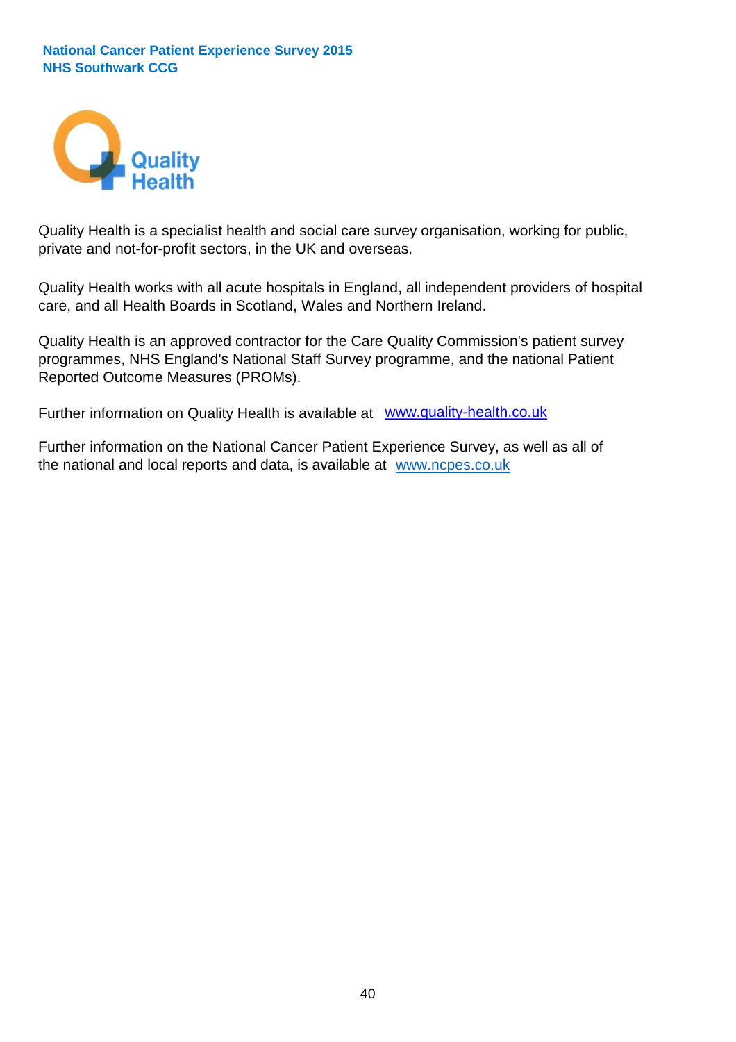Quality Health is a specialist health and social care survey organisation, working for public, private and not-for-profit sectors, in the UK and overseas.

Quality Health works with all acute hospitals in England, all independent providers of hospital care, and all Health Boards in Scotland, Wales and Northern Ireland.

Quality Health is an approved contractor for the Care Quality Commission's patient survey programmes, NHS England's National Staff Survey programme, and the national Patient Reported Outcome Measures (PROMs).

Further information on Quality Health is available at www.quality-health.co.uk

Further information on the National Cancer Patient Experience Survey, as well as all of the national and local reports and data, is available at www.ncpes.co.uk